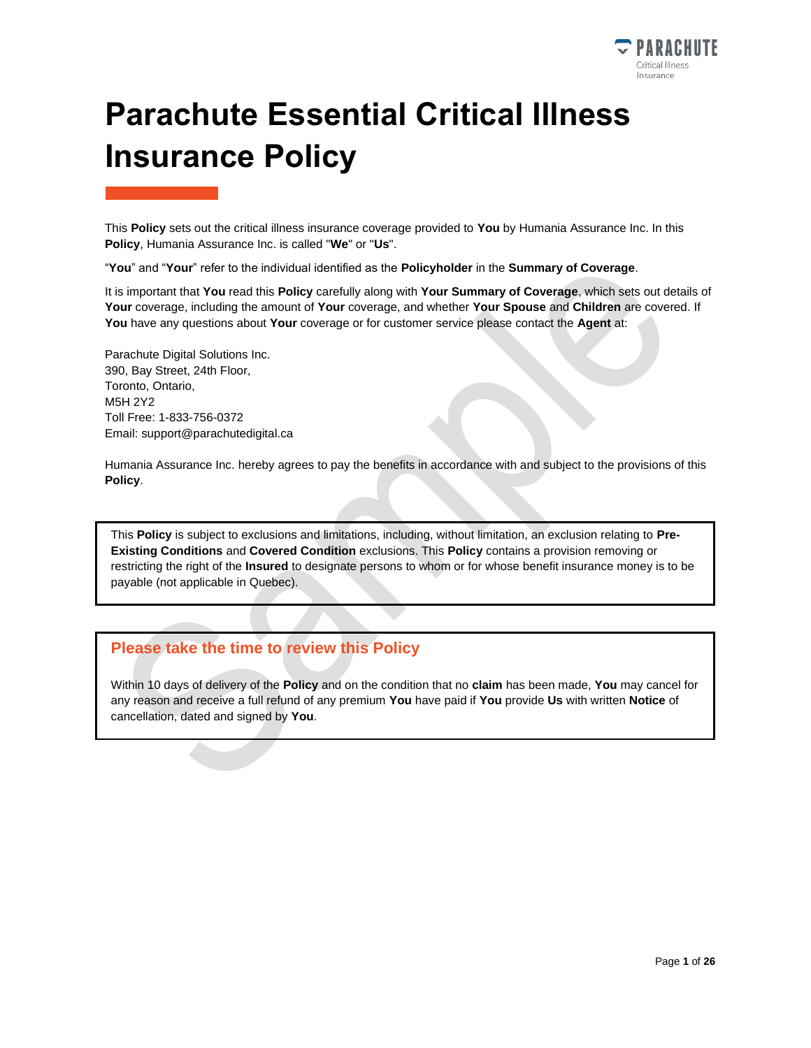# Parachute Essential Critical Illness Insurance Policy

This **Policy** sets out the critical illness insurance coverage provided to **You** by Humania Assurance Inc. In this **Policy**, Humania Assurance Inc. is called "**We**" or "**Us**".

"**You**" and "**Your**" refer to the individual identified as the **Policyholder** in the **Summary of Coverage**.

It is important that **You** read this **Policy** carefully along with **Your Summary of Coverage**, which sets out details of **Your** coverage, including the amount of **Your** coverage, and whether **Your Spouse** and **Children** are covered. If **You** have any questions about **Your** coverage or for customer service please contact the **Agent** at:

Parachute Digital Solutions Inc.
390, Bay Street, 24th Floor,
Toronto, Ontario,
M5H 2Y2
Toll Free: 1-833-756-0372
Email: support@parachutedigital.ca

Humania Assurance Inc. hereby agrees to pay the benefits in accordance with and subject to the provisions of this **Policy**.

This **Policy** is subject to exclusions and limitations, including, without limitation, an exclusion relating to **Pre-Existing Conditions** and **Covered Condition** exclusions. This **Policy** contains a provision removing or restricting the right of the **Insured** to designate persons to whom or for whose benefit insurance money is to be payable (not applicable in Quebec).

## Please take the time to review this Policy

Within 10 days of delivery of the **Policy** and on the condition that no **claim** has been made, **You** may cancel for any reason and receive a full refund of any premium **You** have paid if **You** provide **Us** with written **Notice** of cancellation, dated and signed by **You**.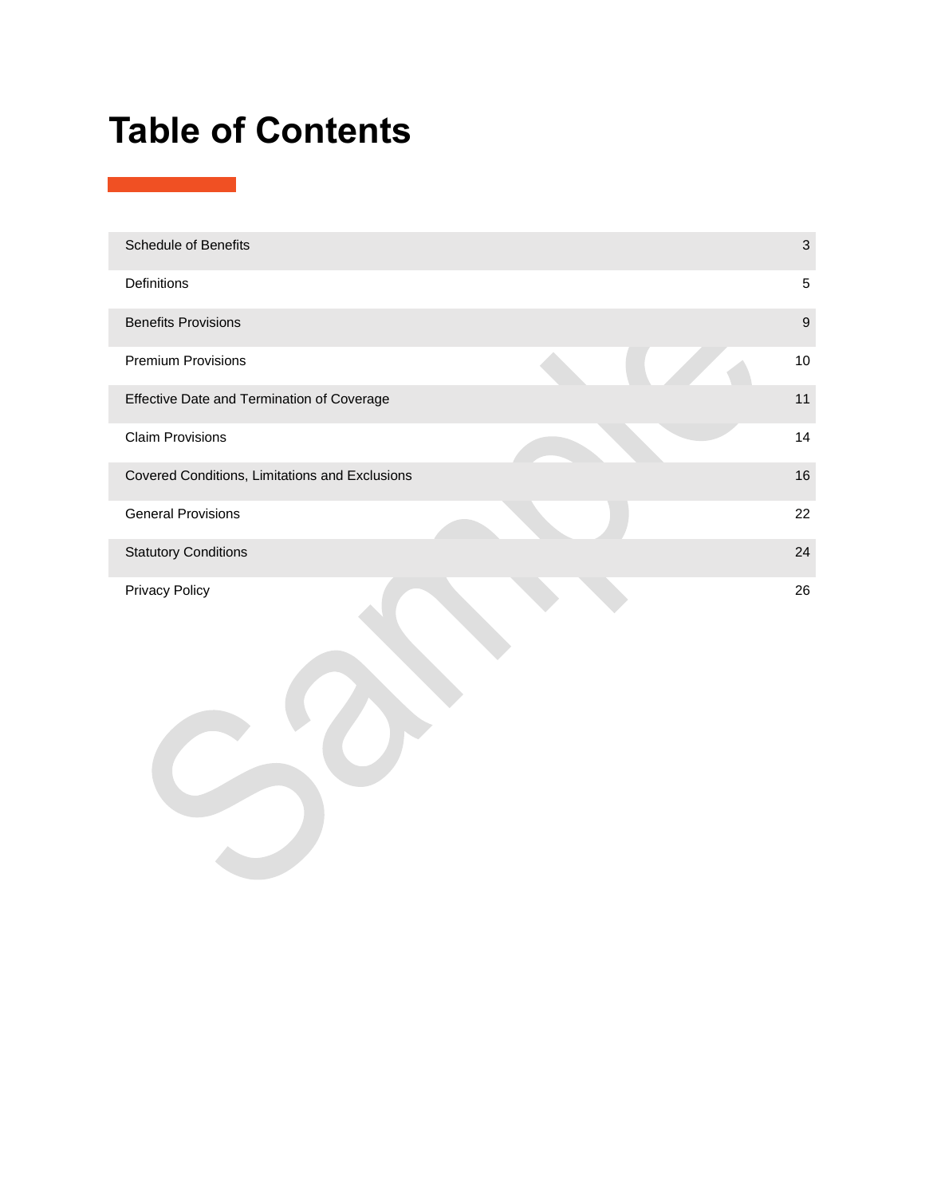# Table of Contents

| | |
|---|---|
| Schedule of Benefits | 3 |
| Definitions | 5 |
| Benefits Provisions | 9 |
| Premium Provisions | 10 |
| Effective Date and Termination of Coverage | 11 |
| Claim Provisions | 14 |
| Covered Conditions, Limitations and Exclusions | 16 |
| General Provisions | 22 |
| Statutory Conditions | 24 |
| Privacy Policy | 26 |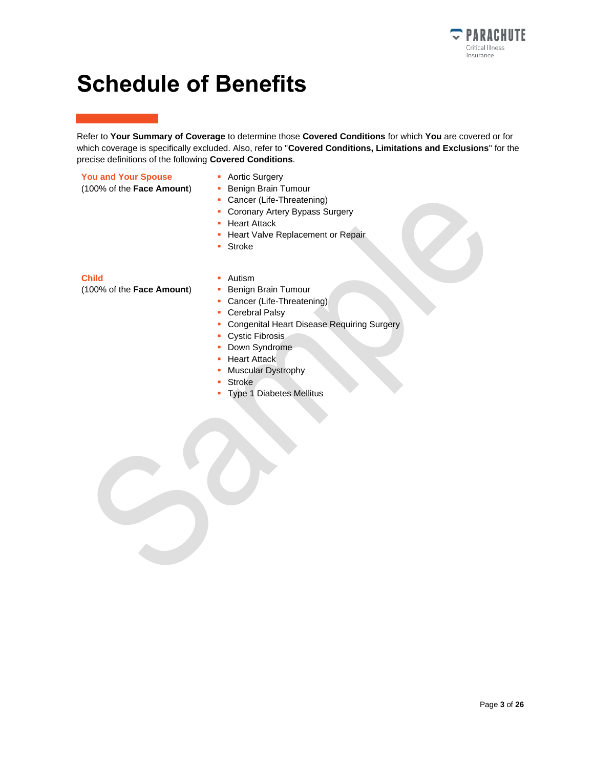# Schedule of Benefits

Refer to **Your Summary of Coverage** to determine those **Covered Conditions** for which **You** are covered or for which coverage is specifically excluded. Also, refer to "**Covered Conditions, Limitations and Exclusions**" for the precise definitions of the following **Covered Conditions**.

**You and Your Spouse**
(100% of the **Face Amount**)

- Aortic Surgery
- Benign Brain Tumour
- Cancer (Life-Threatening)
- Coronary Artery Bypass Surgery
- Heart Attack
- Heart Valve Replacement or Repair
- Stroke

**Child**
(100% of the **Face Amount**)

- Autism
- Benign Brain Tumour
- Cancer (Life-Threatening)
- Cerebral Palsy
- Congenital Heart Disease Requiring Surgery
- Cystic Fibrosis
- Down Syndrome
- Heart Attack
- Muscular Dystrophy
- Stroke
- Type 1 Diabetes Mellitus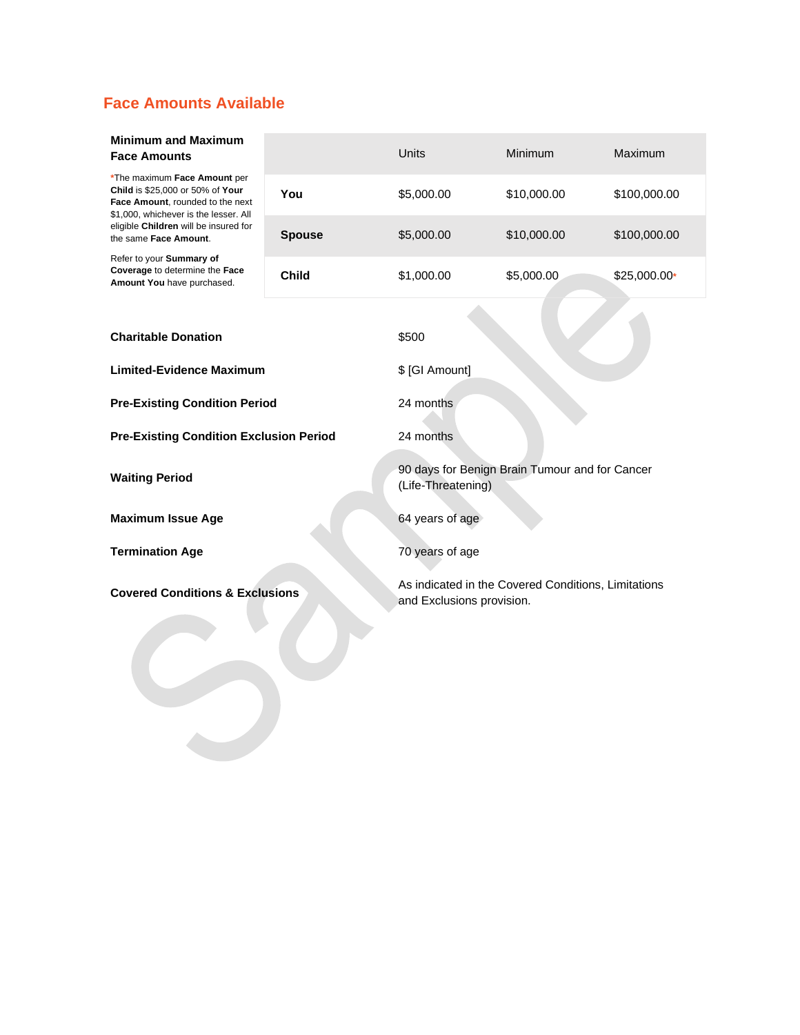## Face Amounts Available

**Minimum and Maximum Face Amounts**

*The maximum **Face Amount** per **Child** is $25,000 or 50% of **Your Face Amount**, rounded to the next $1,000, whichever is the lesser. All eligible **Children** will be insured for the same **Face Amount**.

Refer to your **Summary of Coverage** to determine the **Face Amount You** have purchased.

| | Units | Minimum | Maximum |
|---|---|---|---|
| **You** | $5,000.00 | $10,000.00 | $100,000.00 |
| **Spouse** | $5,000.00 | $10,000.00 | $100,000.00 |
| **Child** | $1,000.00 | $5,000.00 | $25,000.00* |

| | |
|---|---|
| **Charitable Donation** | $500 |
| **Limited-Evidence Maximum** | $ [GI Amount] |
| **Pre-Existing Condition Period** | 24 months |
| **Pre-Existing Condition Exclusion Period** | 24 months |
| **Waiting Period** | 90 days for Benign Brain Tumour and for Cancer (Life-Threatening) |
| **Maximum Issue Age** | 64 years of age |
| **Termination Age** | 70 years of age |
| **Covered Conditions & Exclusions** | As indicated in the Covered Conditions, Limitations and Exclusions provision. |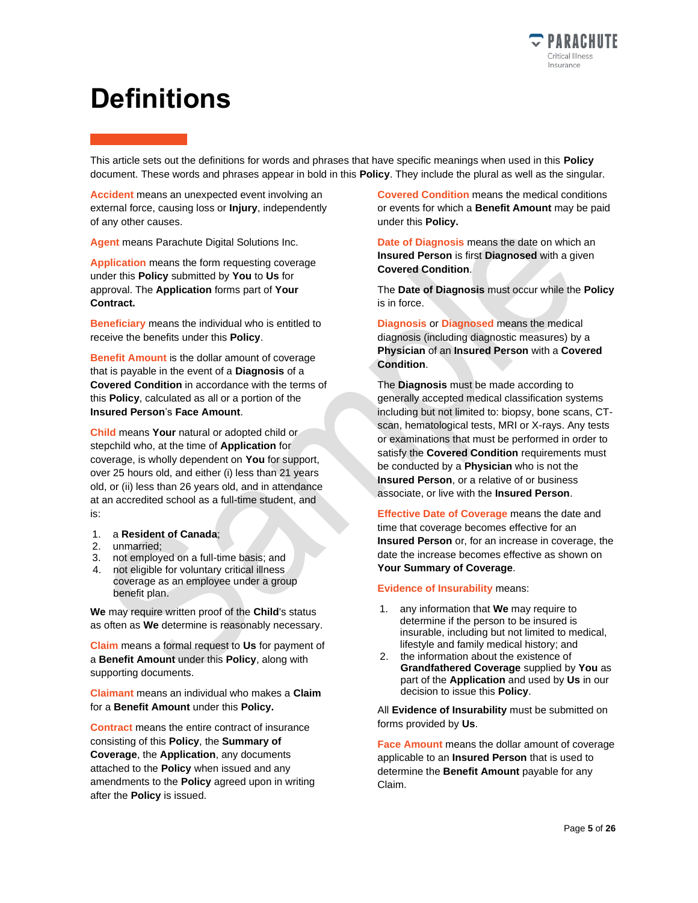# Definitions

This article sets out the definitions for words and phrases that have specific meanings when used in this **Policy** document. These words and phrases appear in bold in this **Policy**. They include the plural as well as the singular.

**Accident** means an unexpected event involving an external force, causing loss or **Injury**, independently of any other causes.

**Agent** means Parachute Digital Solutions Inc.

**Application** means the form requesting coverage under this **Policy** submitted by **You** to **Us** for approval. The **Application** forms part of **Your Contract.**

**Beneficiary** means the individual who is entitled to receive the benefits under this **Policy**.

**Benefit Amount** is the dollar amount of coverage that is payable in the event of a **Diagnosis** of a **Covered Condition** in accordance with the terms of this **Policy**, calculated as all or a portion of the **Insured Person**'s **Face Amount**.

**Child** means **Your** natural or adopted child or stepchild who, at the time of **Application** for coverage, is wholly dependent on **You** for support, over 25 hours old, and either (i) less than 21 years old, or (ii) less than 26 years old, and in attendance at an accredited school as a full-time student, and is:

1. a **Resident of Canada**;
2. unmarried;
3. not employed on a full-time basis; and
4. not eligible for voluntary critical illness coverage as an employee under a group benefit plan.

**We** may require written proof of the **Child**'s status as often as **We** determine is reasonably necessary.

**Claim** means a formal request to **Us** for payment of a **Benefit Amount** under this **Policy**, along with supporting documents.

**Claimant** means an individual who makes a **Claim** for a **Benefit Amount** under this **Policy.**

**Contract** means the entire contract of insurance consisting of this **Policy**, the **Summary of Coverage**, the **Application**, any documents attached to the **Policy** when issued and any amendments to the **Policy** agreed upon in writing after the **Policy** is issued.

**Covered Condition** means the medical conditions or events for which a **Benefit Amount** may be paid under this **Policy.**

**Date of Diagnosis** means the date on which an **Insured Person** is first **Diagnosed** with a given **Covered Condition**.

The **Date of Diagnosis** must occur while the **Policy** is in force.

**Diagnosis** or **Diagnosed** means the medical diagnosis (including diagnostic measures) by a **Physician** of an **Insured Person** with a **Covered Condition**.

The **Diagnosis** must be made according to generally accepted medical classification systems including but not limited to: biopsy, bone scans, CT-scan, hematological tests, MRI or X-rays. Any tests or examinations that must be performed in order to satisfy the **Covered Condition** requirements must be conducted by a **Physician** who is not the **Insured Person**, or a relative of or business associate, or live with the **Insured Person**.

**Effective Date of Coverage** means the date and time that coverage becomes effective for an **Insured Person** or, for an increase in coverage, the date the increase becomes effective as shown on **Your Summary of Coverage**.

**Evidence of Insurability** means:

1. any information that **We** may require to determine if the person to be insured is insurable, including but not limited to medical, lifestyle and family medical history; and
2. the information about the existence of **Grandfathered Coverage** supplied by **You** as part of the **Application** and used by **Us** in our decision to issue this **Policy**.

All **Evidence of Insurability** must be submitted on forms provided by **Us**.

**Face Amount** means the dollar amount of coverage applicable to an **Insured Person** that is used to determine the **Benefit Amount** payable for any Claim.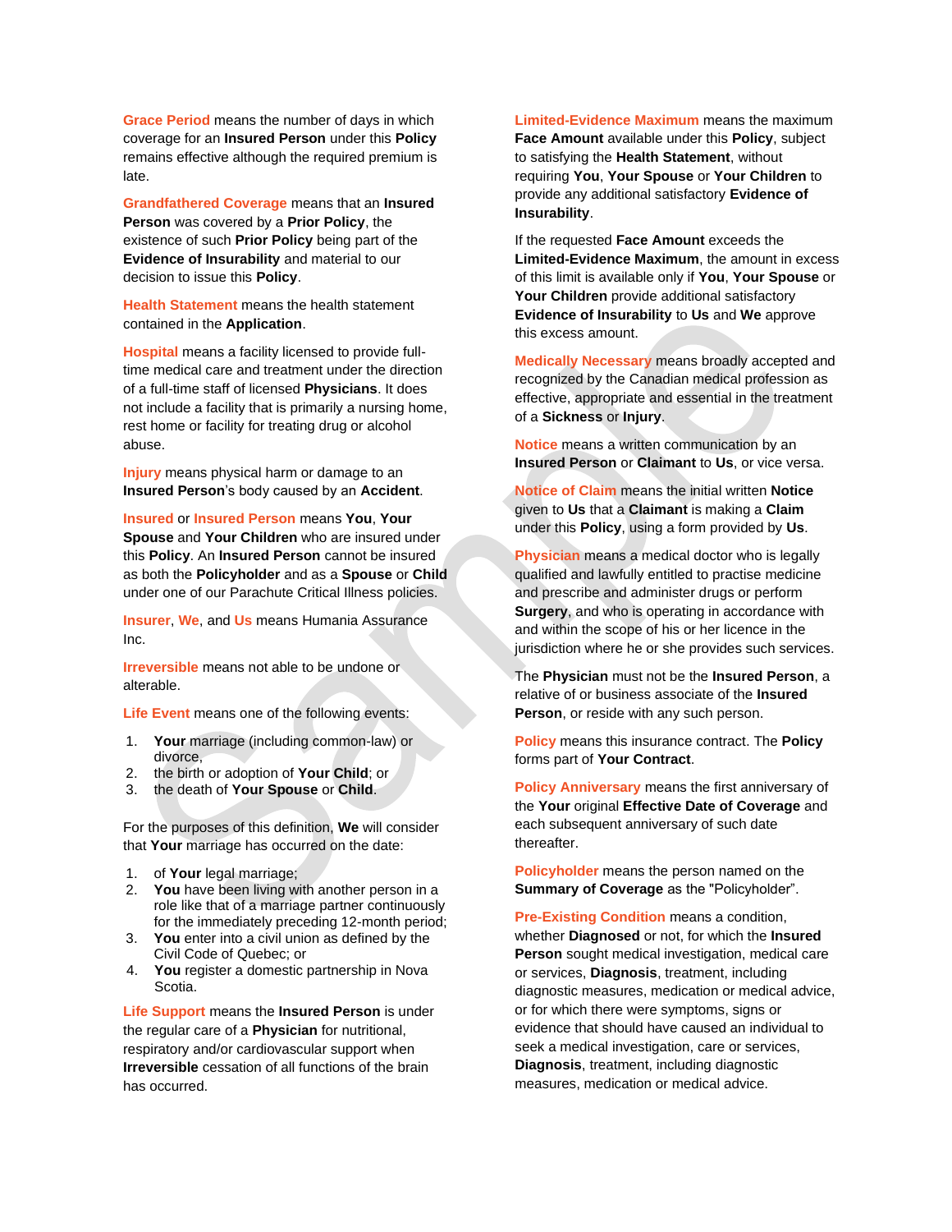**Grace Period** means the number of days in which coverage for an **Insured Person** under this **Policy** remains effective although the required premium is late.

**Grandfathered Coverage** means that an **Insured Person** was covered by a **Prior Policy**, the existence of such **Prior Policy** being part of the **Evidence of Insurability** and material to our decision to issue this **Policy**.

**Health Statement** means the health statement contained in the **Application**.

**Hospital** means a facility licensed to provide full-time medical care and treatment under the direction of a full-time staff of licensed **Physicians**. It does not include a facility that is primarily a nursing home, rest home or facility for treating drug or alcohol abuse.

**Injury** means physical harm or damage to an **Insured Person**'s body caused by an **Accident**.

**Insured** or **Insured Person** means **You**, **Your Spouse** and **Your Children** who are insured under this **Policy**. An **Insured Person** cannot be insured as both the **Policyholder** and as a **Spouse** or **Child** under one of our Parachute Critical Illness policies.

**Insurer**, **We**, and **Us** means Humania Assurance Inc.

**Irreversible** means not able to be undone or alterable.

**Life Event** means one of the following events:

1. **Your** marriage (including common-law) or divorce,
2. the birth or adoption of **Your Child**; or
3. the death of **Your Spouse** or **Child**.

For the purposes of this definition, **We** will consider that **Your** marriage has occurred on the date:

1. of **Your** legal marriage;
2. **You** have been living with another person in a role like that of a marriage partner continuously for the immediately preceding 12-month period;
3. **You** enter into a civil union as defined by the Civil Code of Quebec; or
4. **You** register a domestic partnership in Nova Scotia.

**Life Support** means the **Insured Person** is under the regular care of a **Physician** for nutritional, respiratory and/or cardiovascular support when **Irreversible** cessation of all functions of the brain has occurred.

**Limited-Evidence Maximum** means the maximum **Face Amount** available under this **Policy**, subject to satisfying the **Health Statement**, without requiring **You**, **Your Spouse** or **Your Children** to provide any additional satisfactory **Evidence of Insurability**.

If the requested **Face Amount** exceeds the **Limited-Evidence Maximum**, the amount in excess of this limit is available only if **You**, **Your Spouse** or **Your Children** provide additional satisfactory **Evidence of Insurability** to **Us** and **We** approve this excess amount.

**Medically Necessary** means broadly accepted and recognized by the Canadian medical profession as effective, appropriate and essential in the treatment of a **Sickness** or **Injury**.

**Notice** means a written communication by an **Insured Person** or **Claimant** to **Us**, or vice versa.

**Notice of Claim** means the initial written **Notice** given to **Us** that a **Claimant** is making a **Claim** under this **Policy**, using a form provided by **Us**.

**Physician** means a medical doctor who is legally qualified and lawfully entitled to practise medicine and prescribe and administer drugs or perform **Surgery**, and who is operating in accordance with and within the scope of his or her licence in the jurisdiction where he or she provides such services.

The **Physician** must not be the **Insured Person**, a relative of or business associate of the **Insured Person**, or reside with any such person.

**Policy** means this insurance contract. The **Policy** forms part of **Your Contract**.

**Policy Anniversary** means the first anniversary of the **Your** original **Effective Date of Coverage** and each subsequent anniversary of such date thereafter.

**Policyholder** means the person named on the **Summary of Coverage** as the "Policyholder".

**Pre-Existing Condition** means a condition, whether **Diagnosed** or not, for which the **Insured Person** sought medical investigation, medical care or services, **Diagnosis**, treatment, including diagnostic measures, medication or medical advice, or for which there were symptoms, signs or evidence that should have caused an individual to seek a medical investigation, care or services, **Diagnosis**, treatment, including diagnostic measures, medication or medical advice.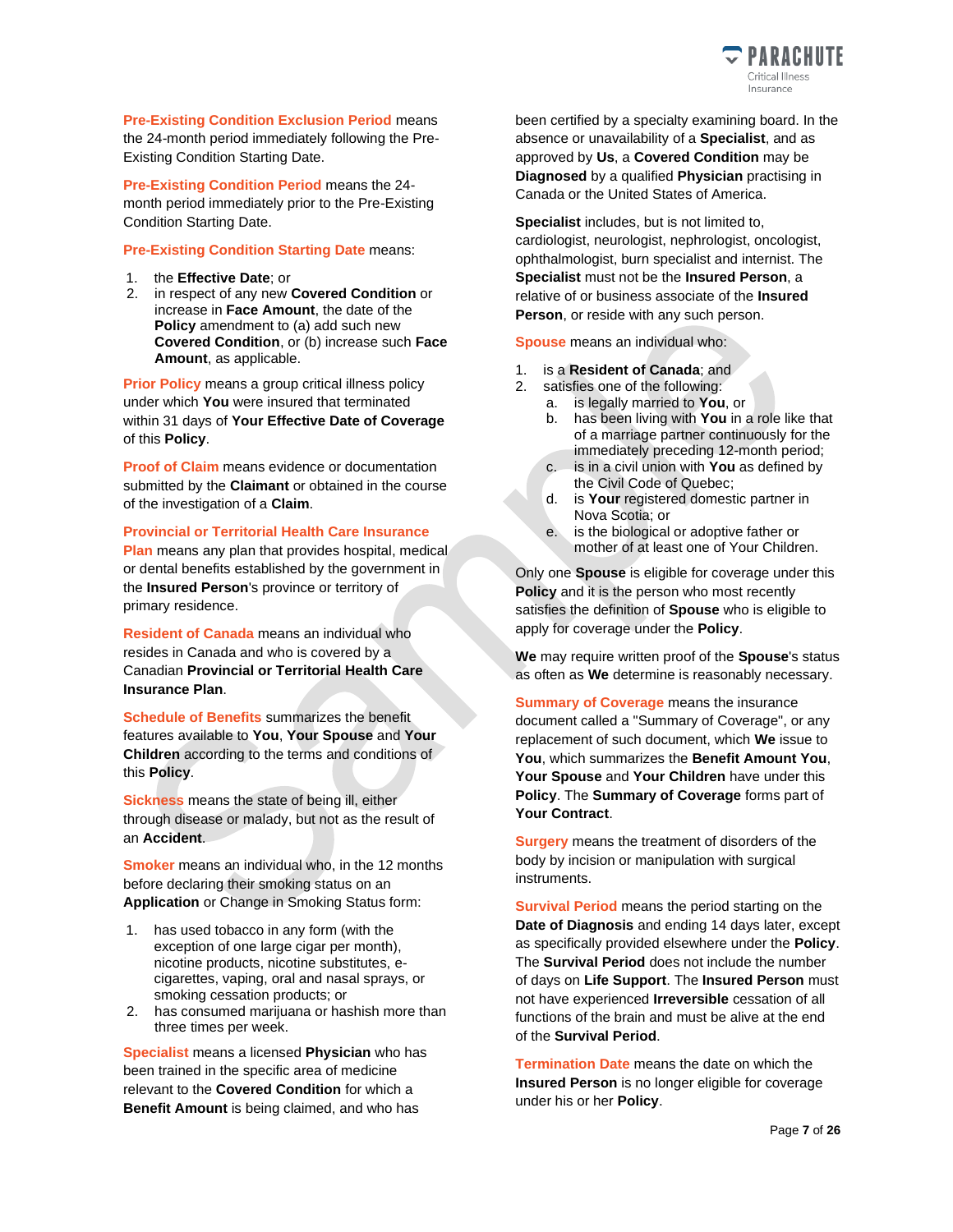**Pre-Existing Condition Exclusion Period** means the 24-month period immediately following the Pre-Existing Condition Starting Date.

**Pre-Existing Condition Period** means the 24-month period immediately prior to the Pre-Existing Condition Starting Date.

**Pre-Existing Condition Starting Date** means:

1. the **Effective Date**; or
2. in respect of any new **Covered Condition** or increase in **Face Amount**, the date of the **Policy** amendment to (a) add such new **Covered Condition**, or (b) increase such **Face Amount**, as applicable.

**Prior Policy** means a group critical illness policy under which **You** were insured that terminated within 31 days of **Your Effective Date of Coverage** of this **Policy**.

**Proof of Claim** means evidence or documentation submitted by the **Claimant** or obtained in the course of the investigation of a **Claim**.

**Provincial or Territorial Health Care Insurance Plan** means any plan that provides hospital, medical or dental benefits established by the government in the **Insured Person**'s province or territory of primary residence.

**Resident of Canada** means an individual who resides in Canada and who is covered by a Canadian **Provincial or Territorial Health Care Insurance Plan**.

**Schedule of Benefits** summarizes the benefit features available to **You**, **Your Spouse** and **Your Children** according to the terms and conditions of this **Policy**.

**Sickness** means the state of being ill, either through disease or malady, but not as the result of an **Accident**.

**Smoker** means an individual who, in the 12 months before declaring their smoking status on an **Application** or Change in Smoking Status form:

1. has used tobacco in any form (with the exception of one large cigar per month), nicotine products, nicotine substitutes, e-cigarettes, vaping, oral and nasal sprays, or smoking cessation products; or
2. has consumed marijuana or hashish more than three times per week.

**Specialist** means a licensed **Physician** who has been trained in the specific area of medicine relevant to the **Covered Condition** for which a **Benefit Amount** is being claimed, and who has been certified by a specialty examining board. In the absence or unavailability of a **Specialist**, and as approved by **Us**, a **Covered Condition** may be **Diagnosed** by a qualified **Physician** practising in Canada or the United States of America.

**Specialist** includes, but is not limited to, cardiologist, neurologist, nephrologist, oncologist, ophthalmologist, burn specialist and internist. The **Specialist** must not be the **Insured Person**, a relative of or business associate of the **Insured Person**, or reside with any such person.

**Spouse** means an individual who:

1. is a **Resident of Canada**; and
2. satisfies one of the following:
   a. is legally married to **You**, or
   b. has been living with **You** in a role like that of a marriage partner continuously for the immediately preceding 12-month period;
   c. is in a civil union with **You** as defined by the Civil Code of Quebec;
   d. is **Your** registered domestic partner in Nova Scotia; or
   e. is the biological or adoptive father or mother of at least one of Your Children.

Only one **Spouse** is eligible for coverage under this **Policy** and it is the person who most recently satisfies the definition of **Spouse** who is eligible to apply for coverage under the **Policy**.

**We** may require written proof of the **Spouse**'s status as often as **We** determine is reasonably necessary.

**Summary of Coverage** means the insurance document called a "Summary of Coverage", or any replacement of such document, which **We** issue to **You**, which summarizes the **Benefit Amount You**, **Your Spouse** and **Your Children** have under this **Policy**. The **Summary of Coverage** forms part of **Your Contract**.

**Surgery** means the treatment of disorders of the body by incision or manipulation with surgical instruments.

**Survival Period** means the period starting on the **Date of Diagnosis** and ending 14 days later, except as specifically provided elsewhere under the **Policy**. The **Survival Period** does not include the number of days on **Life Support**. The **Insured Person** must not have experienced **Irreversible** cessation of all functions of the brain and must be alive at the end of the **Survival Period**.

**Termination Date** means the date on which the **Insured Person** is no longer eligible for coverage under his or her **Policy**.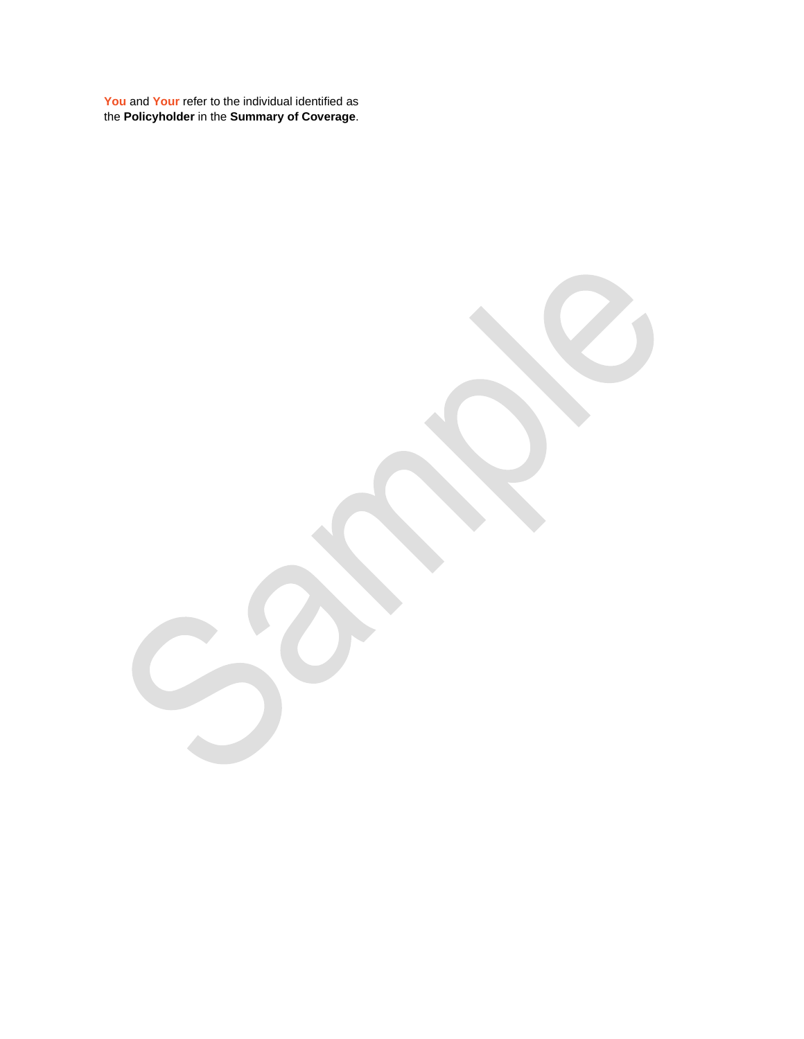**You** and **Your** refer to the individual identified as the **Policyholder** in the **Summary of Coverage**.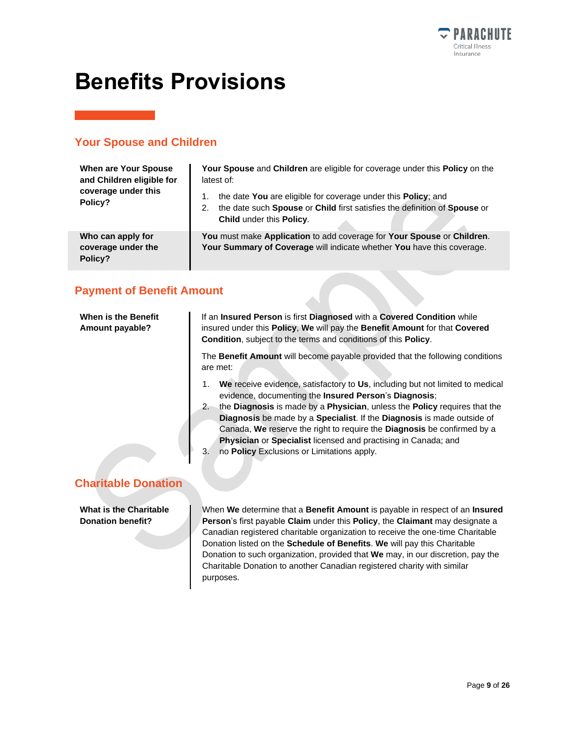# Benefits Provisions

## Your Spouse and Children

| | |
|---|---|
| **When are Your Spouse and Children eligible for coverage under this Policy?** | **Your Spouse** and **Children** are eligible for coverage under this **Policy** on the latest of:<br>1. the date **You** are eligible for coverage under this **Policy**; and<br>2. the date such **Spouse** or **Child** first satisfies the definition of **Spouse** or **Child** under this **Policy**. |
| **Who can apply for coverage under the Policy?** | **You** must make **Application** to add coverage for **Your Spouse** or **Children**. **Your Summary of Coverage** will indicate whether **You** have this coverage. |

## Payment of Benefit Amount

**When is the Benefit Amount payable?**

If an **Insured Person** is first **Diagnosed** with a **Covered Condition** while insured under this **Policy**, **We** will pay the **Benefit Amount** for that **Covered Condition**, subject to the terms and conditions of this **Policy**.

The **Benefit Amount** will become payable provided that the following conditions are met:

1. **We** receive evidence, satisfactory to **Us**, including but not limited to medical evidence, documenting the **Insured Person**'s **Diagnosis**;
2. the **Diagnosis** is made by a **Physician**, unless the **Policy** requires that the **Diagnosis** be made by a **Specialist**. If the **Diagnosis** is made outside of Canada, **We** reserve the right to require the **Diagnosis** be confirmed by a **Physician** or **Specialist** licensed and practising in Canada; and
3. no **Policy** Exclusions or Limitations apply.

## Charitable Donation

**What is the Charitable Donation benefit?**

When **We** determine that a **Benefit Amount** is payable in respect of an **Insured Person**'s first payable **Claim** under this **Policy**, the **Claimant** may designate a Canadian registered charitable organization to receive the one-time Charitable Donation listed on the **Schedule of Benefits**. **We** will pay this Charitable Donation to such organization, provided that **We** may, in our discretion, pay the Charitable Donation to another Canadian registered charity with similar purposes.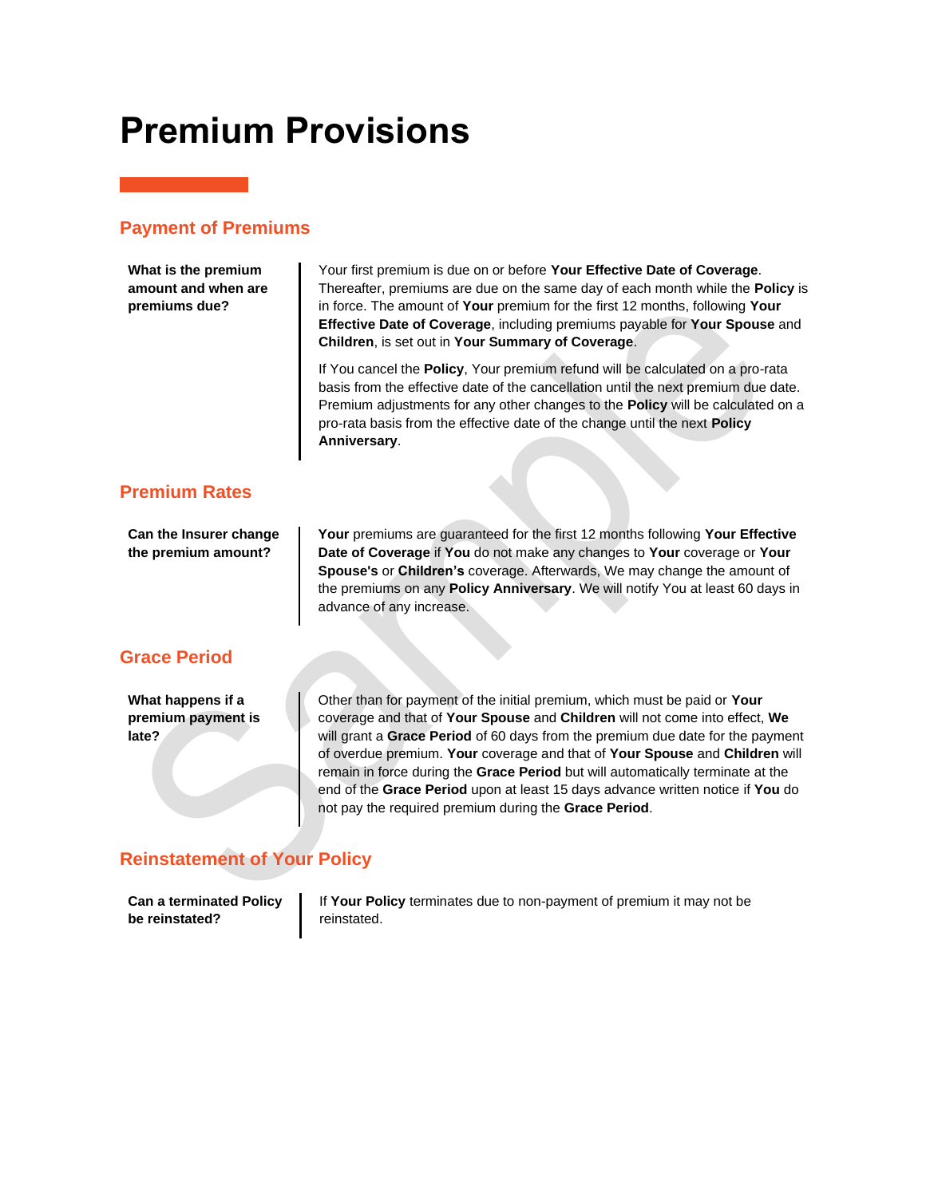# Premium Provisions

## Payment of Premiums

**What is the premium amount and when are premiums due?**

Your first premium is due on or before **Your Effective Date of Coverage**. Thereafter, premiums are due on the same day of each month while the **Policy** is in force. The amount of **Your** premium for the first 12 months, following **Your Effective Date of Coverage**, including premiums payable for **Your Spouse** and **Children**, is set out in **Your Summary of Coverage**.

If You cancel the **Policy**, Your premium refund will be calculated on a pro-rata basis from the effective date of the cancellation until the next premium due date. Premium adjustments for any other changes to the **Policy** will be calculated on a pro-rata basis from the effective date of the change until the next **Policy Anniversary**.

## Premium Rates

**Can the Insurer change the premium amount?**

**Your** premiums are guaranteed for the first 12 months following **Your Effective Date of Coverage** if **You** do not make any changes to **Your** coverage or **Your Spouse's** or **Children's** coverage. Afterwards, We may change the amount of the premiums on any **Policy Anniversary**. We will notify You at least 60 days in advance of any increase.

## Grace Period

**What happens if a premium payment is late?**

Other than for payment of the initial premium, which must be paid or **Your** coverage and that of **Your Spouse** and **Children** will not come into effect, **We** will grant a **Grace Period** of 60 days from the premium due date for the payment of overdue premium. **Your** coverage and that of **Your Spouse** and **Children** will remain in force during the **Grace Period** but will automatically terminate at the end of the **Grace Period** upon at least 15 days advance written notice if **You** do not pay the required premium during the **Grace Period**.

## Reinstatement of Your Policy

**Can a terminated Policy be reinstated?**

If **Your Policy** terminates due to non-payment of premium it may not be reinstated.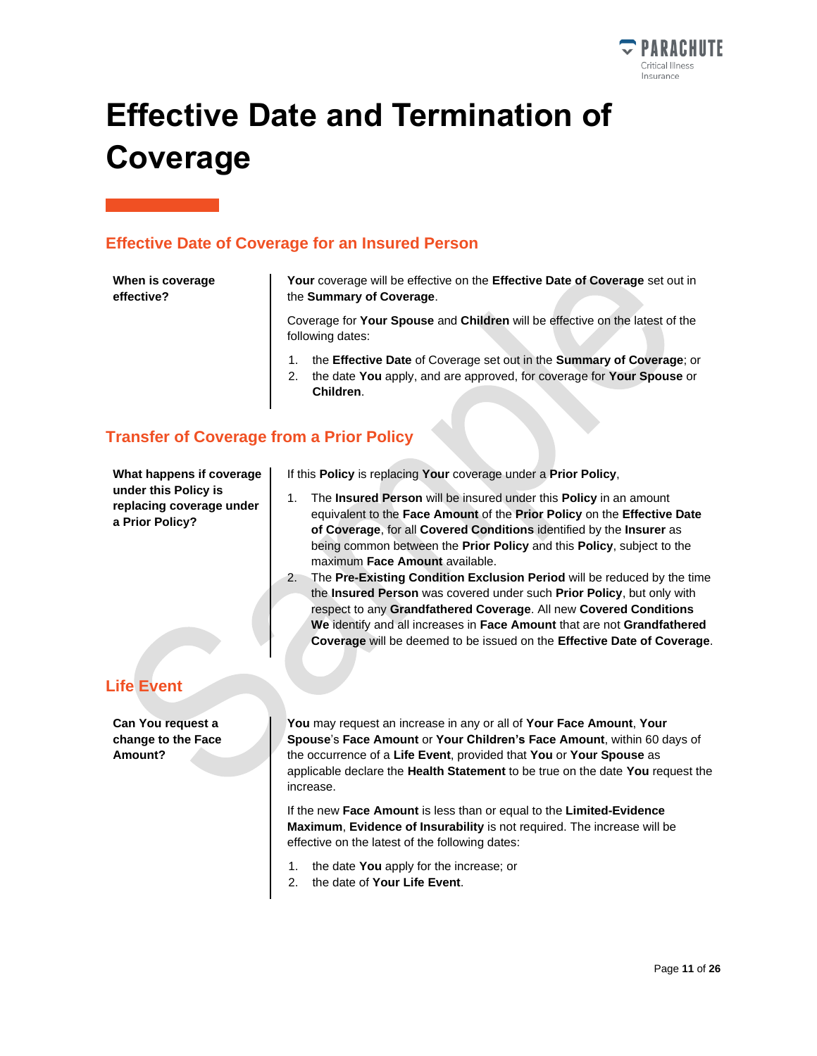# Effective Date and Termination of Coverage

## Effective Date of Coverage for an Insured Person

**When is coverage effective?**

**Your** coverage will be effective on the **Effective Date of Coverage** set out in the **Summary of Coverage**.

Coverage for **Your Spouse** and **Children** will be effective on the latest of the following dates:

1. the **Effective Date** of Coverage set out in the **Summary of Coverage**; or
2. the date **You** apply, and are approved, for coverage for **Your Spouse** or **Children**.

## Transfer of Coverage from a Prior Policy

**What happens if coverage under this Policy is replacing coverage under a Prior Policy?**

If this **Policy** is replacing **Your** coverage under a **Prior Policy**,

1. The **Insured Person** will be insured under this **Policy** in an amount equivalent to the **Face Amount** of the **Prior Policy** on the **Effective Date of Coverage**, for all **Covered Conditions** identified by the **Insurer** as being common between the **Prior Policy** and this **Policy**, subject to the maximum **Face Amount** available.
2. The **Pre-Existing Condition Exclusion Period** will be reduced by the time the **Insured Person** was covered under such **Prior Policy**, but only with respect to any **Grandfathered Coverage**. All new **Covered Conditions We** identify and all increases in **Face Amount** that are not **Grandfathered Coverage** will be deemed to be issued on the **Effective Date of Coverage**.

## Life Event

**Can You request a change to the Face Amount?**

**You** may request an increase in any or all of **Your Face Amount**, **Your Spouse**'s **Face Amount** or **Your Children's Face Amount**, within 60 days of the occurrence of a **Life Event**, provided that **You** or **Your Spouse** as applicable declare the **Health Statement** to be true on the date **You** request the increase.

If the new **Face Amount** is less than or equal to the **Limited-Evidence Maximum**, **Evidence of Insurability** is not required. The increase will be effective on the latest of the following dates:

1. the date **You** apply for the increase; or
2. the date of **Your Life Event**.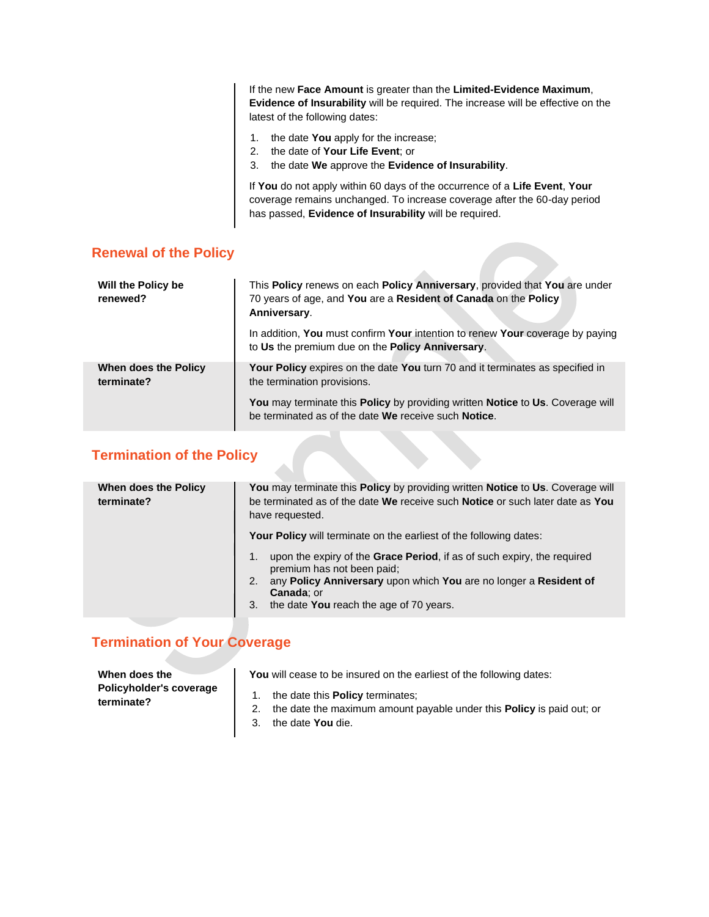| | |
|---|---|
| | If the new **Face Amount** is greater than the **Limited-Evidence Maximum**, **Evidence of Insurability** will be required. The increase will be effective on the latest of the following dates:<br><br>1. the date **You** apply for the increase;<br>2. the date of **Your Life Event**; or<br>3. the date **We** approve the **Evidence of Insurability**.<br><br>If **You** do not apply within 60 days of the occurrence of a **Life Event**, **Your** coverage remains unchanged. To increase coverage after the 60-day period has passed, **Evidence of Insurability** will be required. |

## Renewal of the Policy

| | |
|---|---|
| **Will the Policy be renewed?** | This **Policy** renews on each **Policy Anniversary**, provided that **You** are under 70 years of age, and **You** are a **Resident of Canada** on the **Policy Anniversary**.<br><br>In addition, **You** must confirm **Your** intention to renew **Your** coverage by paying to **Us** the premium due on the **Policy Anniversary**. |
| **When does the Policy terminate?** | **Your Policy** expires on the date **You** turn 70 and it terminates as specified in the termination provisions.<br><br>**You** may terminate this **Policy** by providing written **Notice** to **Us**. Coverage will be terminated as of the date **We** receive such **Notice**. |

## Termination of the Policy

| | |
|---|---|
| **When does the Policy terminate?** | **You** may terminate this **Policy** by providing written **Notice** to **Us**. Coverage will be terminated as of the date **We** receive such **Notice** or such later date as **You** have requested.<br><br>**Your Policy** will terminate on the earliest of the following dates:<br><br>1. upon the expiry of the **Grace Period**, if as of such expiry, the required premium has not been paid;<br>2. any **Policy Anniversary** upon which **You** are no longer a **Resident of Canada**; or<br>3. the date **You** reach the age of 70 years. |

## Termination of Your Coverage

| | |
|---|---|
| **When does the Policyholder's coverage terminate?** | **You** will cease to be insured on the earliest of the following dates:<br><br>1. the date this **Policy** terminates;<br>2. the date the maximum amount payable under this **Policy** is paid out; or<br>3. the date **You** die. |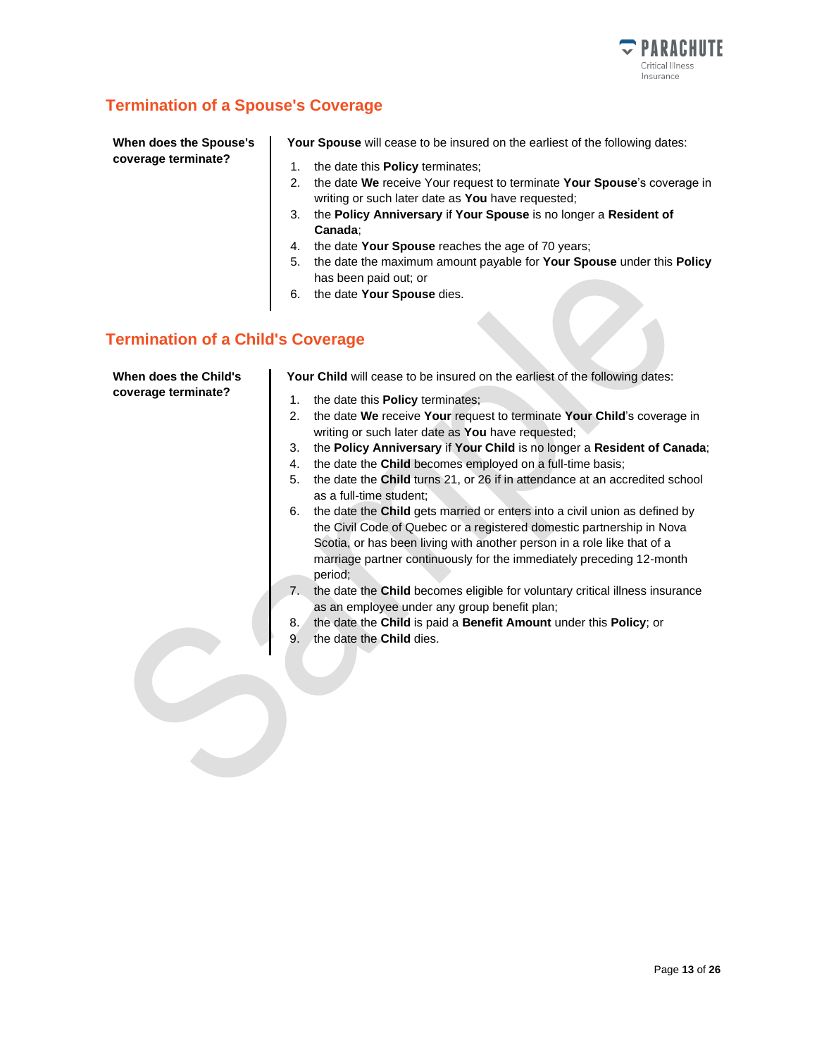## Termination of a Spouse's Coverage

**When does the Spouse's coverage terminate?**

**Your Spouse** will cease to be insured on the earliest of the following dates:

1. the date this **Policy** terminates;
2. the date **We** receive Your request to terminate **Your Spouse**'s coverage in writing or such later date as **You** have requested;
3. the **Policy Anniversary** if **Your Spouse** is no longer a **Resident of Canada**;
4. the date **Your Spouse** reaches the age of 70 years;
5. the date the maximum amount payable for **Your Spouse** under this **Policy** has been paid out; or
6. the date **Your Spouse** dies.

## Termination of a Child's Coverage

**When does the Child's coverage terminate?**

**Your Child** will cease to be insured on the earliest of the following dates:

1. the date this **Policy** terminates;
2. the date **We** receive **Your** request to terminate **Your Child**'s coverage in writing or such later date as **You** have requested;
3. the **Policy Anniversary** if **Your Child** is no longer a **Resident of Canada**;
4. the date the **Child** becomes employed on a full-time basis;
5. the date the **Child** turns 21, or 26 if in attendance at an accredited school as a full-time student;
6. the date the **Child** gets married or enters into a civil union as defined by the Civil Code of Quebec or a registered domestic partnership in Nova Scotia, or has been living with another person in a role like that of a marriage partner continuously for the immediately preceding 12-month period;
7. the date the **Child** becomes eligible for voluntary critical illness insurance as an employee under any group benefit plan;
8. the date the **Child** is paid a **Benefit Amount** under this **Policy**; or
9. the date the **Child** dies.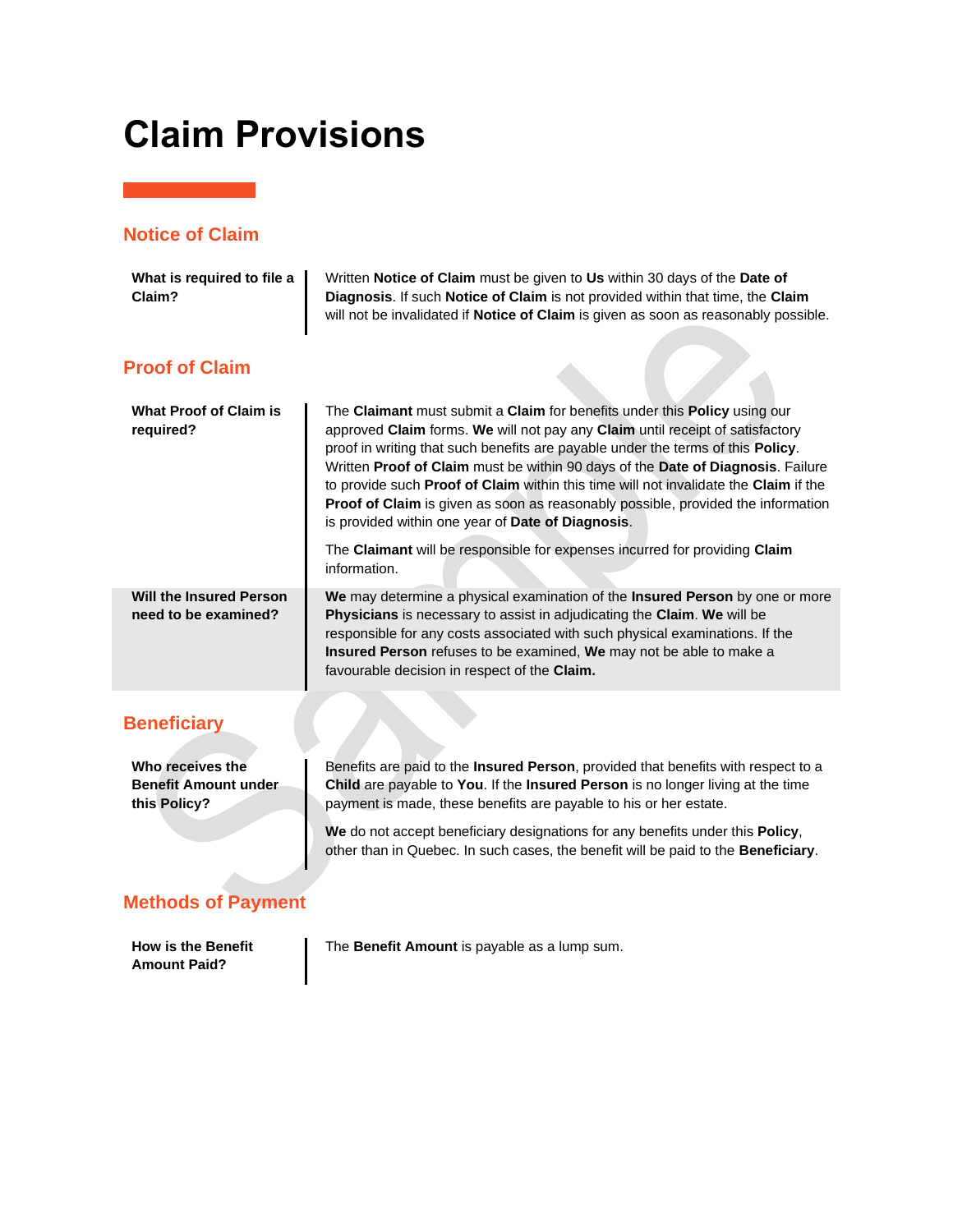# Claim Provisions

## Notice of Claim

| | |
|---|---|
| **What is required to file a Claim?** | Written **Notice of Claim** must be given to **Us** within 30 days of the **Date of Diagnosis**. If such **Notice of Claim** is not provided within that time, the **Claim** will not be invalidated if **Notice of Claim** is given as soon as reasonably possible. |

## Proof of Claim

| | |
|---|---|
| **What Proof of Claim is required?** | The **Claimant** must submit a **Claim** for benefits under this **Policy** using our approved **Claim** forms. **We** will not pay any **Claim** until receipt of satisfactory proof in writing that such benefits are payable under the terms of this **Policy**. Written **Proof of Claim** must be within 90 days of the **Date of Diagnosis**. Failure to provide such **Proof of Claim** within this time will not invalidate the **Claim** if the **Proof of Claim** is given as soon as reasonably possible, provided the information is provided within one year of **Date of Diagnosis**.<br><br>The **Claimant** will be responsible for expenses incurred for providing **Claim** information. |
| **Will the Insured Person need to be examined?** | **We** may determine a physical examination of the **Insured Person** by one or more **Physicians** is necessary to assist in adjudicating the **Claim**. **We** will be responsible for any costs associated with such physical examinations. If the **Insured Person** refuses to be examined, **We** may not be able to make a favourable decision in respect of the **Claim.** |

## Beneficiary

| | |
|---|---|
| **Who receives the Benefit Amount under this Policy?** | Benefits are paid to the **Insured Person**, provided that benefits with respect to a **Child** are payable to **You**. If the **Insured Person** is no longer living at the time payment is made, these benefits are payable to his or her estate.<br><br>**We** do not accept beneficiary designations for any benefits under this **Policy**, other than in Quebec. In such cases, the benefit will be paid to the **Beneficiary**. |

## Methods of Payment

| | |
|---|---|
| **How is the Benefit Amount Paid?** | The **Benefit Amount** is payable as a lump sum. |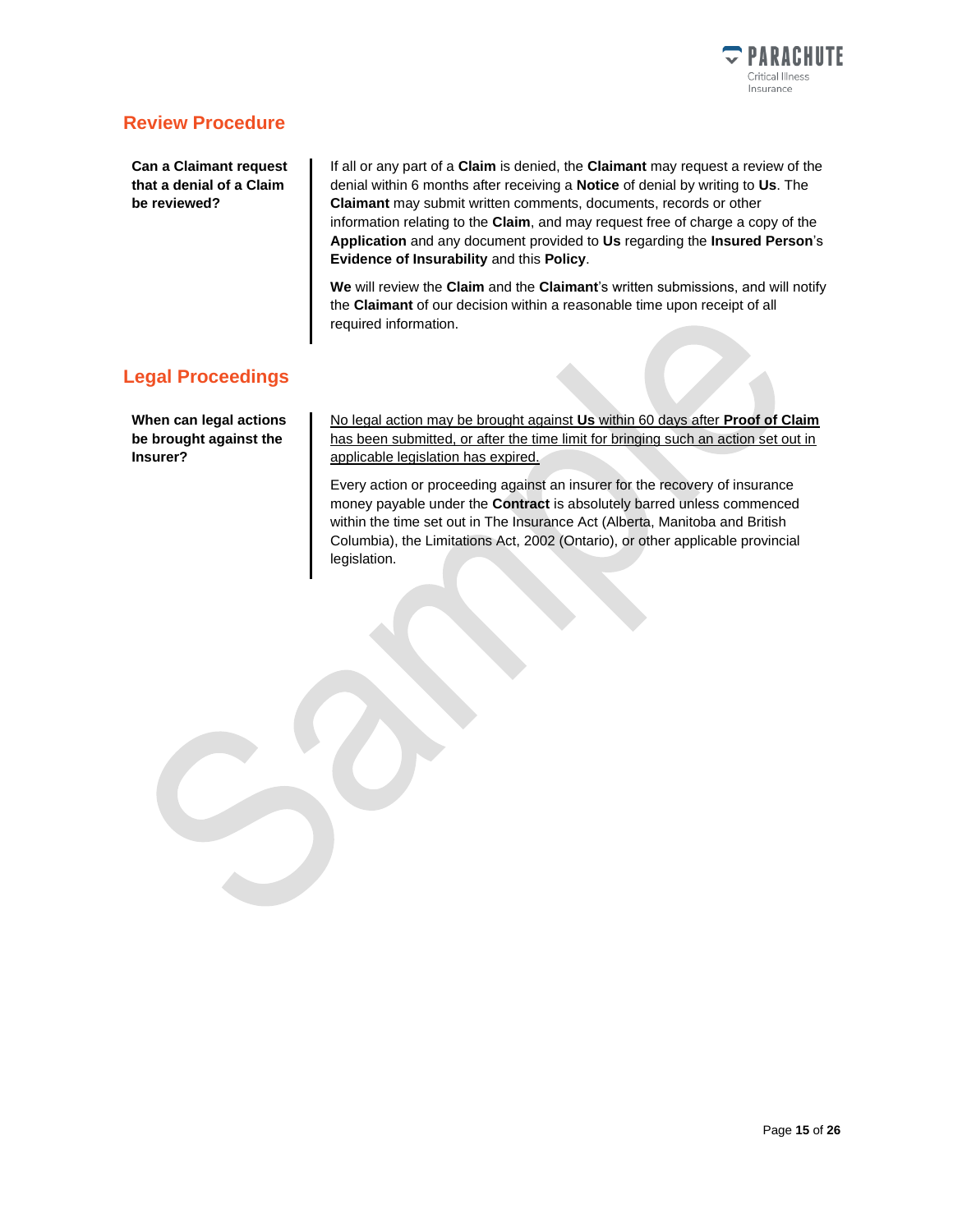## Review Procedure

**Can a Claimant request that a denial of a Claim be reviewed?**

If all or any part of a **Claim** is denied, the **Claimant** may request a review of the denial within 6 months after receiving a **Notice** of denial by writing to **Us**. The **Claimant** may submit written comments, documents, records or other information relating to the **Claim**, and may request free of charge a copy of the **Application** and any document provided to **Us** regarding the **Insured Person**'s **Evidence of Insurability** and this **Policy**.

**We** will review the **Claim** and the **Claimant**'s written submissions, and will notify the **Claimant** of our decision within a reasonable time upon receipt of all required information.

## Legal Proceedings

**When can legal actions be brought against the Insurer?**

<u>No legal action may be brought against **Us** within 60 days after **Proof of Claim** has been submitted, or after the time limit for bringing such an action set out in applicable legislation has expired.</u>

Every action or proceeding against an insurer for the recovery of insurance money payable under the **Contract** is absolutely barred unless commenced within the time set out in The Insurance Act (Alberta, Manitoba and British Columbia), the Limitations Act, 2002 (Ontario), or other applicable provincial legislation.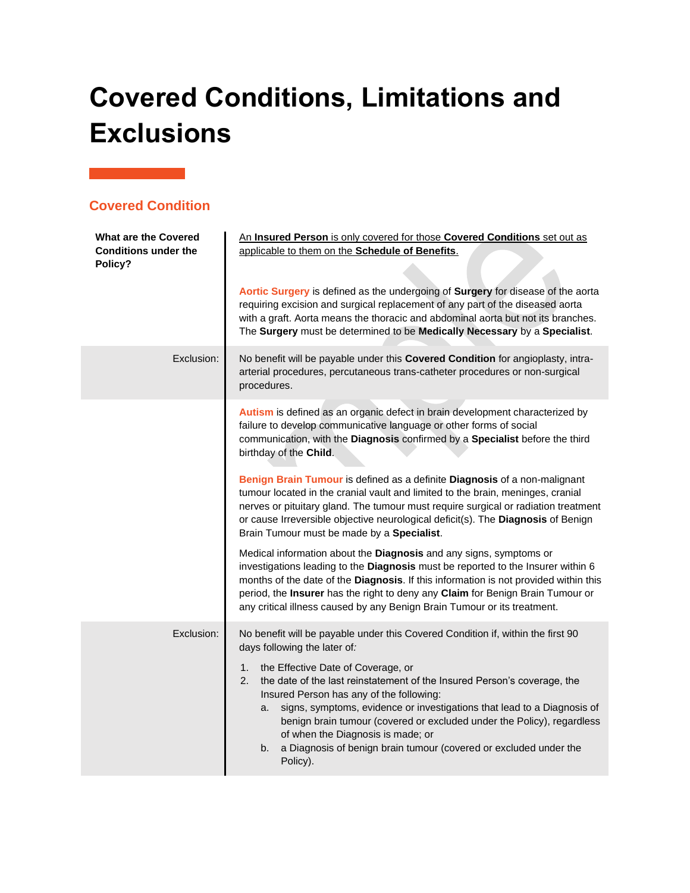# Covered Conditions, Limitations and Exclusions

## Covered Condition

| | |
|---|---|
| **What are the Covered Conditions under the Policy?** | An **Insured Person** is only covered for those **Covered Conditions** set out as applicable to them on the **Schedule of Benefits**.<br><br>**Aortic Surgery** is defined as the undergoing of **Surgery** for disease of the aorta requiring excision and surgical replacement of any part of the diseased aorta with a graft. Aorta means the thoracic and abdominal aorta but not its branches. The **Surgery** must be determined to be **Medically Necessary** by a **Specialist**. |
| Exclusion: | No benefit will be payable under this **Covered Condition** for angioplasty, intra-arterial procedures, percutaneous trans-catheter procedures or non-surgical procedures. |
| | **Autism** is defined as an organic defect in brain development characterized by failure to develop communicative language or other forms of social communication, with the **Diagnosis** confirmed by a **Specialist** before the third birthday of the **Child**.<br><br>**Benign Brain Tumour** is defined as a definite **Diagnosis** of a non-malignant tumour located in the cranial vault and limited to the brain, meninges, cranial nerves or pituitary gland. The tumour must require surgical or radiation treatment or cause Irreversible objective neurological deficit(s). The **Diagnosis** of Benign Brain Tumour must be made by a **Specialist**.<br><br>Medical information about the **Diagnosis** and any signs, symptoms or investigations leading to the **Diagnosis** must be reported to the Insurer within 6 months of the date of the **Diagnosis**. If this information is not provided within this period, the **Insurer** has the right to deny any **Claim** for Benign Brain Tumour or any critical illness caused by any Benign Brain Tumour or its treatment. |
| Exclusion: | No benefit will be payable under this Covered Condition if, within the first 90 days following the later of:<br>1. the Effective Date of Coverage, or<br>2. the date of the last reinstatement of the Insured Person's coverage, the Insured Person has any of the following:<br>&nbsp;&nbsp;&nbsp;a. signs, symptoms, evidence or investigations that lead to a Diagnosis of benign brain tumour (covered or excluded under the Policy), regardless of when the Diagnosis is made; or<br>&nbsp;&nbsp;&nbsp;b. a Diagnosis of benign brain tumour (covered or excluded under the Policy). |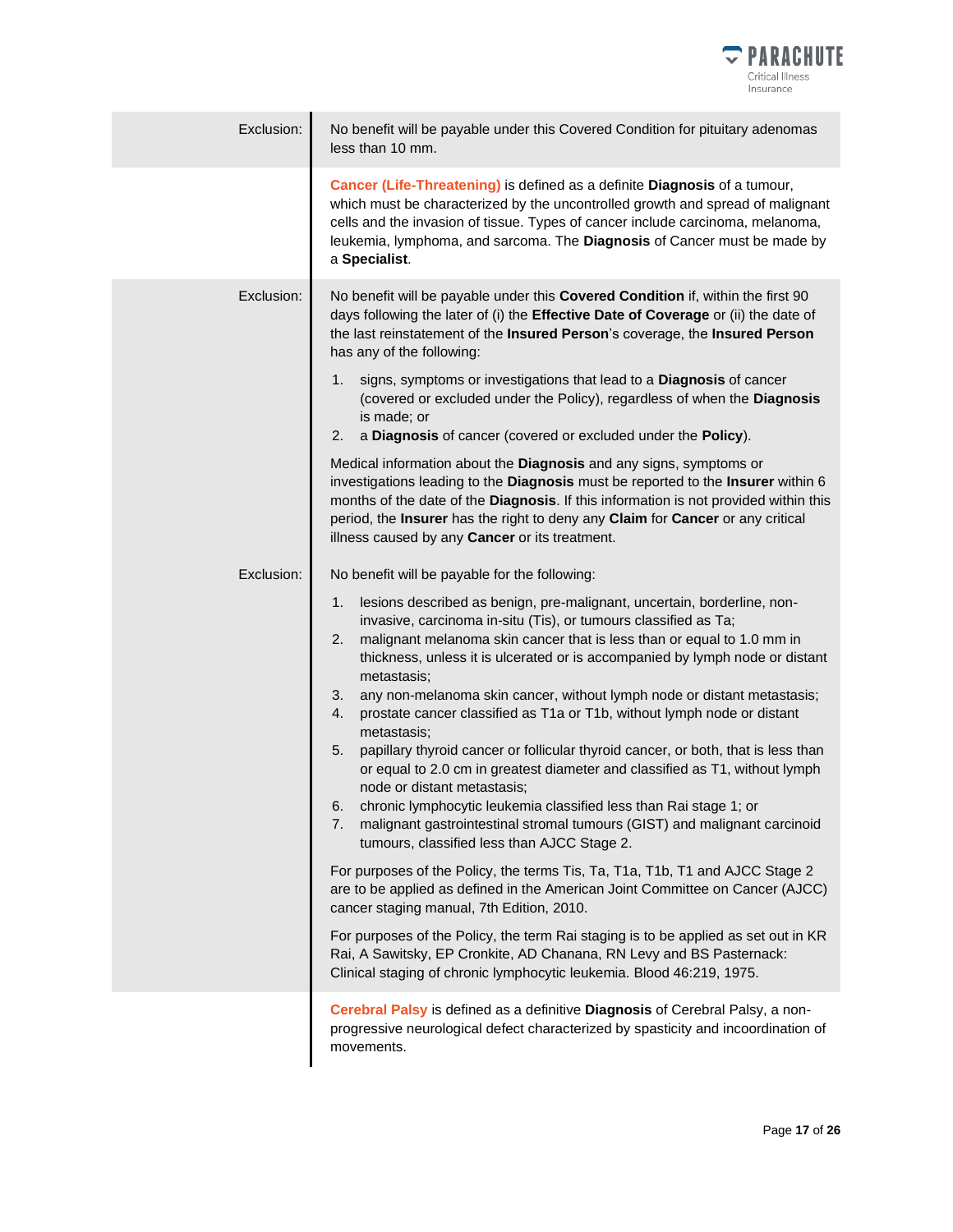**Exclusion:** No benefit will be payable under this Covered Condition for pituitary adenomas less than 10 mm.

**Cancer (Life-Threatening)** is defined as a definite **Diagnosis** of a tumour, which must be characterized by the uncontrolled growth and spread of malignant cells and the invasion of tissue. Types of cancer include carcinoma, melanoma, leukemia, lymphoma, and sarcoma. The **Diagnosis** of Cancer must be made by a **Specialist**.

**Exclusion:** No benefit will be payable under this **Covered Condition** if, within the first 90 days following the later of (i) the **Effective Date of Coverage** or (ii) the date of the last reinstatement of the **Insured Person**'s coverage, the **Insured Person** has any of the following:

1. signs, symptoms or investigations that lead to a **Diagnosis** of cancer (covered or excluded under the Policy), regardless of when the **Diagnosis** is made; or
2. a **Diagnosis** of cancer (covered or excluded under the **Policy**).

Medical information about the **Diagnosis** and any signs, symptoms or investigations leading to the **Diagnosis** must be reported to the **Insurer** within 6 months of the date of the **Diagnosis**. If this information is not provided within this period, the **Insurer** has the right to deny any **Claim** for **Cancer** or any critical illness caused by any **Cancer** or its treatment.

**Exclusion:** No benefit will be payable for the following:

1. lesions described as benign, pre-malignant, uncertain, borderline, non-invasive, carcinoma in-situ (Tis), or tumours classified as Ta;
2. malignant melanoma skin cancer that is less than or equal to 1.0 mm in thickness, unless it is ulcerated or is accompanied by lymph node or distant metastasis;
3. any non-melanoma skin cancer, without lymph node or distant metastasis;
4. prostate cancer classified as T1a or T1b, without lymph node or distant metastasis;
5. papillary thyroid cancer or follicular thyroid cancer, or both, that is less than or equal to 2.0 cm in greatest diameter and classified as T1, without lymph node or distant metastasis;
6. chronic lymphocytic leukemia classified less than Rai stage 1; or
7. malignant gastrointestinal stromal tumours (GIST) and malignant carcinoid tumours, classified less than AJCC Stage 2.

For purposes of the Policy, the terms Tis, Ta, T1a, T1b, T1 and AJCC Stage 2 are to be applied as defined in the American Joint Committee on Cancer (AJCC) cancer staging manual, 7th Edition, 2010.

For purposes of the Policy, the term Rai staging is to be applied as set out in KR Rai, A Sawitsky, EP Cronkite, AD Chanana, RN Levy and BS Pasternack: Clinical staging of chronic lymphocytic leukemia. Blood 46:219, 1975.

**Cerebral Palsy** is defined as a definitive **Diagnosis** of Cerebral Palsy, a non-progressive neurological defect characterized by spasticity and incoordination of movements.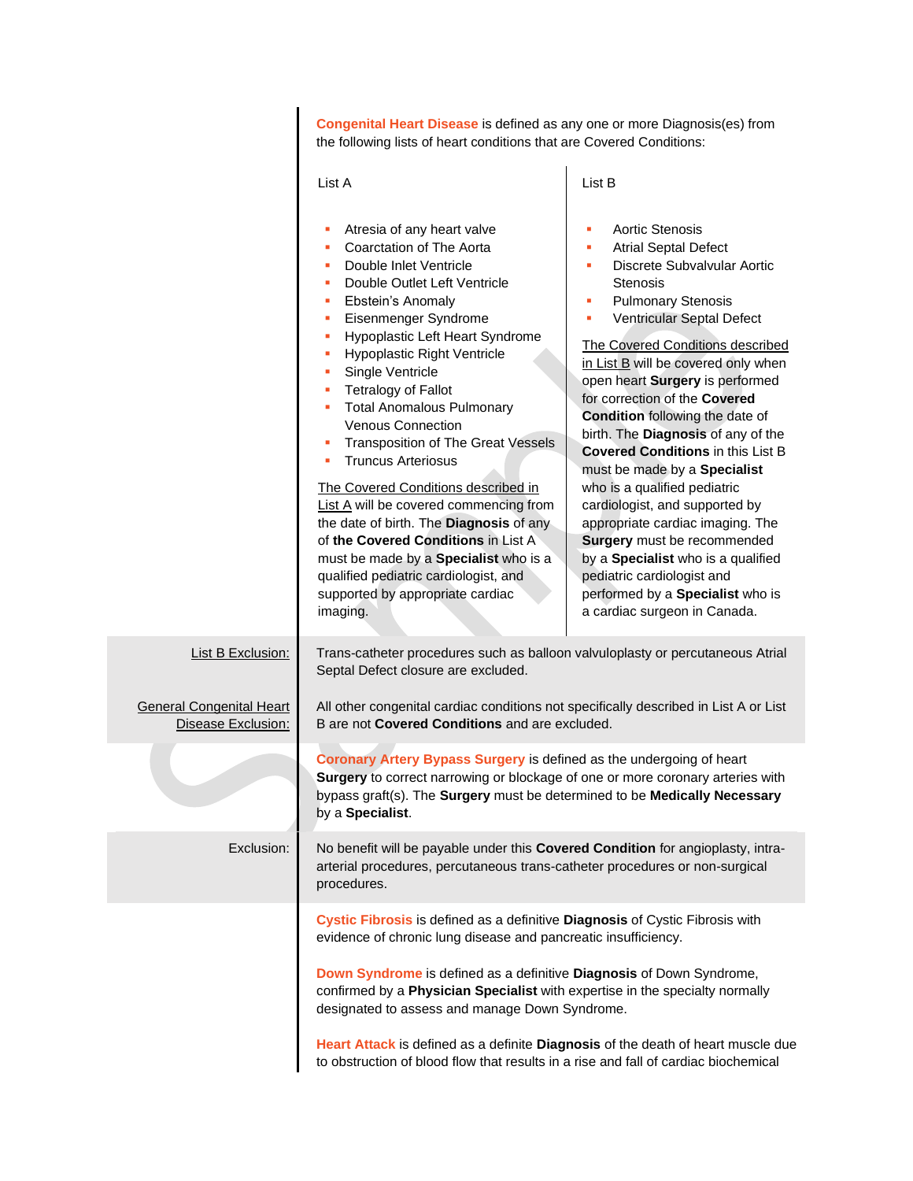**Congenital Heart Disease** is defined as any one or more Diagnosis(es) from the following lists of heart conditions that are Covered Conditions:

List A

- Atresia of any heart valve
- Coarctation of The Aorta
- Double Inlet Ventricle
- Double Outlet Left Ventricle
- Ebstein's Anomaly
- Eisenmenger Syndrome
- Hypoplastic Left Heart Syndrome
- Hypoplastic Right Ventricle
- Single Ventricle
- Tetralogy of Fallot
- Total Anomalous Pulmonary Venous Connection
- Transposition of The Great Vessels
- Truncus Arteriosus

The Covered Conditions described in List A will be covered commencing from the date of birth. The **Diagnosis** of any of **the Covered Conditions** in List A must be made by a **Specialist** who is a qualified pediatric cardiologist, and supported by appropriate cardiac imaging.

List B

- Aortic Stenosis
- Atrial Septal Defect
- Discrete Subvalvular Aortic Stenosis
- Pulmonary Stenosis
- Ventricular Septal Defect

The Covered Conditions described in List B will be covered only when open heart **Surgery** is performed for correction of the **Covered Condition** following the date of birth. The **Diagnosis** of any of the **Covered Conditions** in this List B must be made by a **Specialist** who is a qualified pediatric cardiologist, and supported by appropriate cardiac imaging. The **Surgery** must be recommended by a **Specialist** who is a qualified pediatric cardiologist and performed by a **Specialist** who is a cardiac surgeon in Canada.

List B Exclusion: Trans-catheter procedures such as balloon valvuloplasty or percutaneous Atrial Septal Defect closure are excluded.

General Congenital Heart Disease Exclusion: All other congenital cardiac conditions not specifically described in List A or List B are not **Covered Conditions** and are excluded.

**Coronary Artery Bypass Surgery** is defined as the undergoing of heart **Surgery** to correct narrowing or blockage of one or more coronary arteries with bypass graft(s). The **Surgery** must be determined to be **Medically Necessary** by a **Specialist**.

Exclusion: No benefit will be payable under this **Covered Condition** for angioplasty, intra-arterial procedures, percutaneous trans-catheter procedures or non-surgical procedures.

**Cystic Fibrosis** is defined as a definitive **Diagnosis** of Cystic Fibrosis with evidence of chronic lung disease and pancreatic insufficiency.

**Down Syndrome** is defined as a definitive **Diagnosis** of Down Syndrome, confirmed by a **Physician Specialist** with expertise in the specialty normally designated to assess and manage Down Syndrome.

**Heart Attack** is defined as a definite **Diagnosis** of the death of heart muscle due to obstruction of blood flow that results in a rise and fall of cardiac biochemical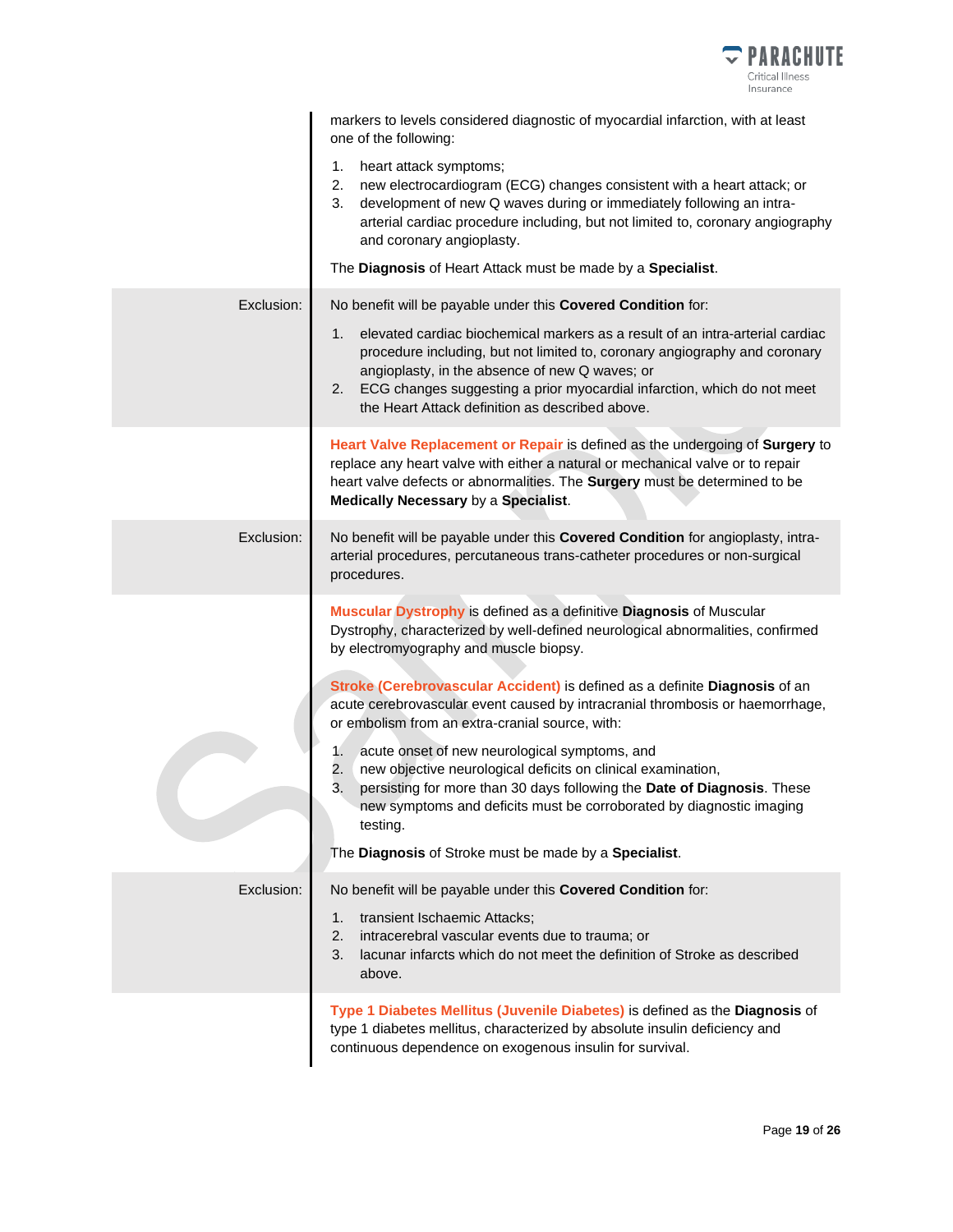markers to levels considered diagnostic of myocardial infarction, with at least one of the following:

1. heart attack symptoms;
2. new electrocardiogram (ECG) changes consistent with a heart attack; or
3. development of new Q waves during or immediately following an intra-arterial cardiac procedure including, but not limited to, coronary angiography and coronary angioplasty.

The **Diagnosis** of Heart Attack must be made by a **Specialist**.

Exclusion: No benefit will be payable under this **Covered Condition** for:

1. elevated cardiac biochemical markers as a result of an intra-arterial cardiac procedure including, but not limited to, coronary angiography and coronary angioplasty, in the absence of new Q waves; or
2. ECG changes suggesting a prior myocardial infarction, which do not meet the Heart Attack definition as described above.

**Heart Valve Replacement or Repair** is defined as the undergoing of **Surgery** to replace any heart valve with either a natural or mechanical valve or to repair heart valve defects or abnormalities. The **Surgery** must be determined to be **Medically Necessary** by a **Specialist**.

Exclusion: No benefit will be payable under this **Covered Condition** for angioplasty, intra-arterial procedures, percutaneous trans-catheter procedures or non-surgical procedures.

**Muscular Dystrophy** is defined as a definitive **Diagnosis** of Muscular Dystrophy, characterized by well-defined neurological abnormalities, confirmed by electromyography and muscle biopsy.

**Stroke (Cerebrovascular Accident)** is defined as a definite **Diagnosis** of an acute cerebrovascular event caused by intracranial thrombosis or haemorrhage, or embolism from an extra-cranial source, with:

1. acute onset of new neurological symptoms, and
2. new objective neurological deficits on clinical examination,
3. persisting for more than 30 days following the **Date of Diagnosis**. These new symptoms and deficits must be corroborated by diagnostic imaging testing.

The **Diagnosis** of Stroke must be made by a **Specialist**.

Exclusion: No benefit will be payable under this **Covered Condition** for:

1. transient Ischaemic Attacks;
2. intracerebral vascular events due to trauma; or
3. lacunar infarcts which do not meet the definition of Stroke as described above.

**Type 1 Diabetes Mellitus (Juvenile Diabetes)** is defined as the **Diagnosis** of type 1 diabetes mellitus, characterized by absolute insulin deficiency and continuous dependence on exogenous insulin for survival.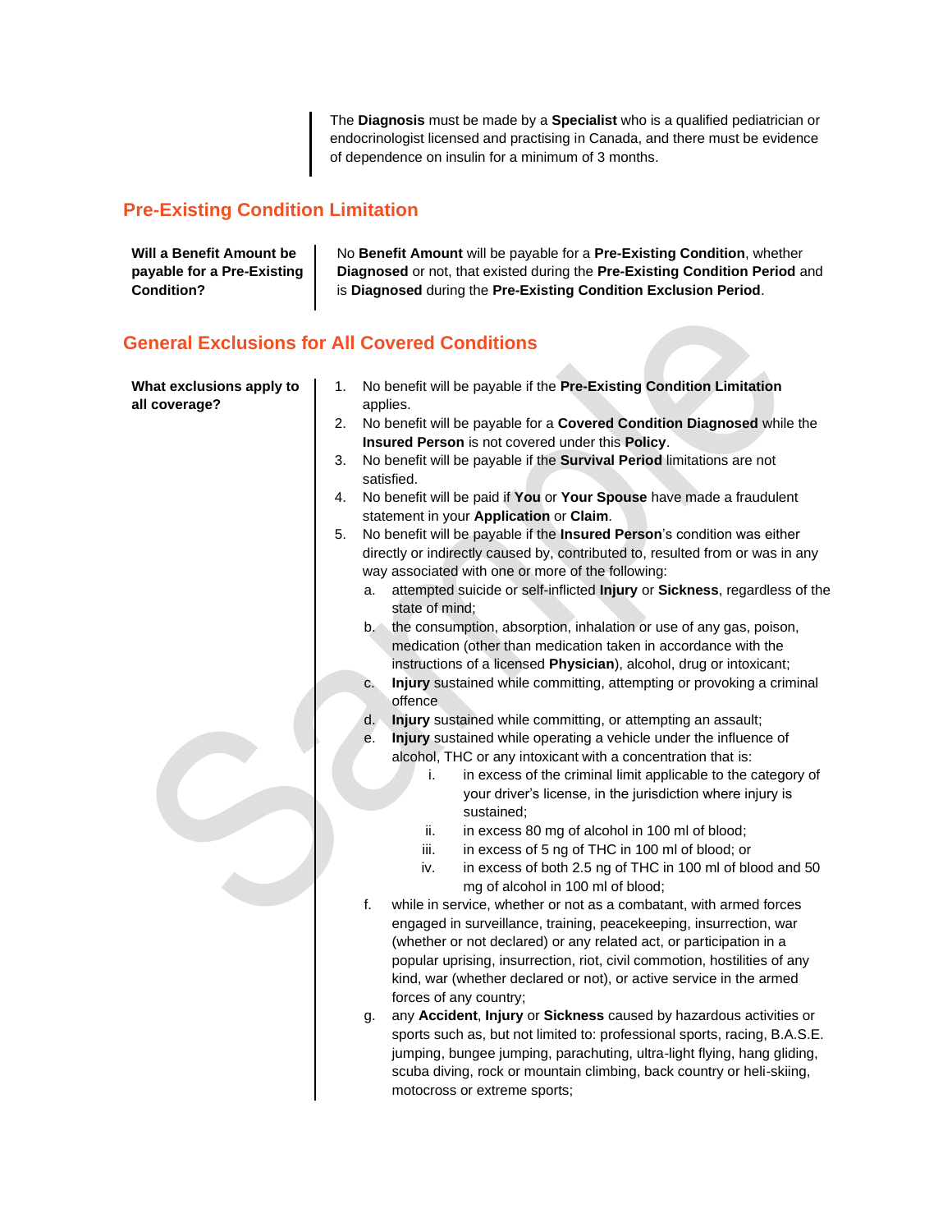The **Diagnosis** must be made by a **Specialist** who is a qualified pediatrician or endocrinologist licensed and practising in Canada, and there must be evidence of dependence on insulin for a minimum of 3 months.

## Pre-Existing Condition Limitation

**Will a Benefit Amount be payable for a Pre-Existing Condition?**

No **Benefit Amount** will be payable for a **Pre-Existing Condition**, whether **Diagnosed** or not, that existed during the **Pre-Existing Condition Period** and is **Diagnosed** during the **Pre-Existing Condition Exclusion Period**.

## General Exclusions for All Covered Conditions

**What exclusions apply to all coverage?**

1. No benefit will be payable if the **Pre-Existing Condition Limitation** applies.
2. No benefit will be payable for a **Covered Condition Diagnosed** while the **Insured Person** is not covered under this **Policy**.
3. No benefit will be payable if the **Survival Period** limitations are not satisfied.
4. No benefit will be paid if **You** or **Your Spouse** have made a fraudulent statement in your **Application** or **Claim**.
5. No benefit will be payable if the **Insured Person**'s condition was either directly or indirectly caused by, contributed to, resulted from or was in any way associated with one or more of the following:
   a. attempted suicide or self-inflicted **Injury** or **Sickness**, regardless of the state of mind;
   b. the consumption, absorption, inhalation or use of any gas, poison, medication (other than medication taken in accordance with the instructions of a licensed **Physician**), alcohol, drug or intoxicant;
   c. **Injury** sustained while committing, attempting or provoking a criminal offence
   d. **Injury** sustained while committing, or attempting an assault;
   e. **Injury** sustained while operating a vehicle under the influence of alcohol, THC or any intoxicant with a concentration that is:
      i. in excess of the criminal limit applicable to the category of your driver's license, in the jurisdiction where injury is sustained;
      ii. in excess 80 mg of alcohol in 100 ml of blood;
      iii. in excess of 5 ng of THC in 100 ml of blood; or
      iv. in excess of both 2.5 ng of THC in 100 ml of blood and 50 mg of alcohol in 100 ml of blood;
   f. while in service, whether or not as a combatant, with armed forces engaged in surveillance, training, peacekeeping, insurrection, war (whether or not declared) or any related act, or participation in a popular uprising, insurrection, riot, civil commotion, hostilities of any kind, war (whether declared or not), or active service in the armed forces of any country;
   g. any **Accident**, **Injury** or **Sickness** caused by hazardous activities or sports such as, but not limited to: professional sports, racing, B.A.S.E. jumping, bungee jumping, parachuting, ultra-light flying, hang gliding, scuba diving, rock or mountain climbing, back country or heli-skiing, motocross or extreme sports;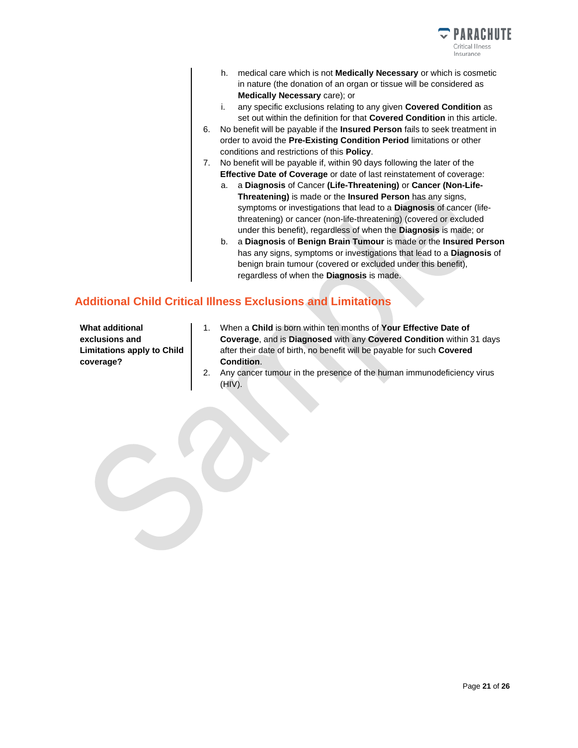h. medical care which is not **Medically Necessary** or which is cosmetic in nature (the donation of an organ or tissue will be considered as **Medically Necessary** care); or

i. any specific exclusions relating to any given **Covered Condition** as set out within the definition for that **Covered Condition** in this article.

6. No benefit will be payable if the **Insured Person** fails to seek treatment in order to avoid the **Pre-Existing Condition Period** limitations or other conditions and restrictions of this **Policy**.

7. No benefit will be payable if, within 90 days following the later of the **Effective Date of Coverage** or date of last reinstatement of coverage:

   a. a **Diagnosis** of Cancer **(Life-Threatening)** or **Cancer (Non-Life-Threatening)** is made or the **Insured Person** has any signs, symptoms or investigations that lead to a **Diagnosis** of cancer (life-threatening) or cancer (non-life-threatening) (covered or excluded under this benefit), regardless of when the **Diagnosis** is made; or

   b. a **Diagnosis** of **Benign Brain Tumour** is made or the **Insured Person** has any signs, symptoms or investigations that lead to a **Diagnosis** of benign brain tumour (covered or excluded under this benefit), regardless of when the **Diagnosis** is made.

## Additional Child Critical Illness Exclusions and Limitations

**What additional exclusions and Limitations apply to Child coverage?**

1. When a **Child** is born within ten months of **Your Effective Date of Coverage**, and is **Diagnosed** with any **Covered Condition** within 31 days after their date of birth, no benefit will be payable for such **Covered Condition**.
2. Any cancer tumour in the presence of the human immunodeficiency virus (HIV).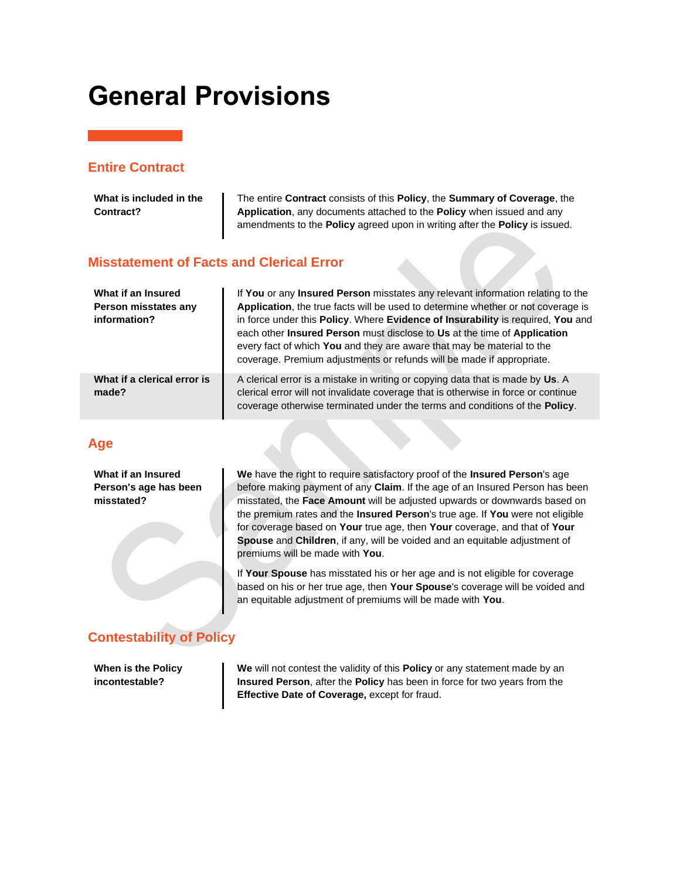# General Provisions

## Entire Contract

| | |
|---|---|
| **What is included in the Contract?** | The entire **Contract** consists of this **Policy**, the **Summary of Coverage**, the **Application**, any documents attached to the **Policy** when issued and any amendments to the **Policy** agreed upon in writing after the **Policy** is issued. |

## Misstatement of Facts and Clerical Error

| | |
|---|---|
| **What if an Insured Person misstates any information?** | If **You** or any **Insured Person** misstates any relevant information relating to the **Application**, the true facts will be used to determine whether or not coverage is in force under this **Policy**. Where **Evidence of Insurability** is required, **You** and each other **Insured Person** must disclose to **Us** at the time of **Application** every fact of which **You** and they are aware that may be material to the coverage. Premium adjustments or refunds will be made if appropriate. |
| **What if a clerical error is made?** | A clerical error is a mistake in writing or copying data that is made by **Us**. A clerical error will not invalidate coverage that is otherwise in force or continue coverage otherwise terminated under the terms and conditions of the **Policy**. |

## Age

| | |
|---|---|
| **What if an Insured Person's age has been misstated?** | **We** have the right to require satisfactory proof of the **Insured Person**'s age before making payment of any **Claim**. If the age of an Insured Person has been misstated, the **Face Amount** will be adjusted upwards or downwards based on the premium rates and the **Insured Person**'s true age. If **You** were not eligible for coverage based on **Your** true age, then **Your** coverage, and that of **Your Spouse** and **Children**, if any, will be voided and an equitable adjustment of premiums will be made with **You**.<br><br>If **Your Spouse** has misstated his or her age and is not eligible for coverage based on his or her true age, then **Your Spouse**'s coverage will be voided and an equitable adjustment of premiums will be made with **You**. |

## Contestability of Policy

| | |
|---|---|
| **When is the Policy incontestable?** | **We** will not contest the validity of this **Policy** or any statement made by an **Insured Person**, after the **Policy** has been in force for two years from the **Effective Date of Coverage,** except for fraud. |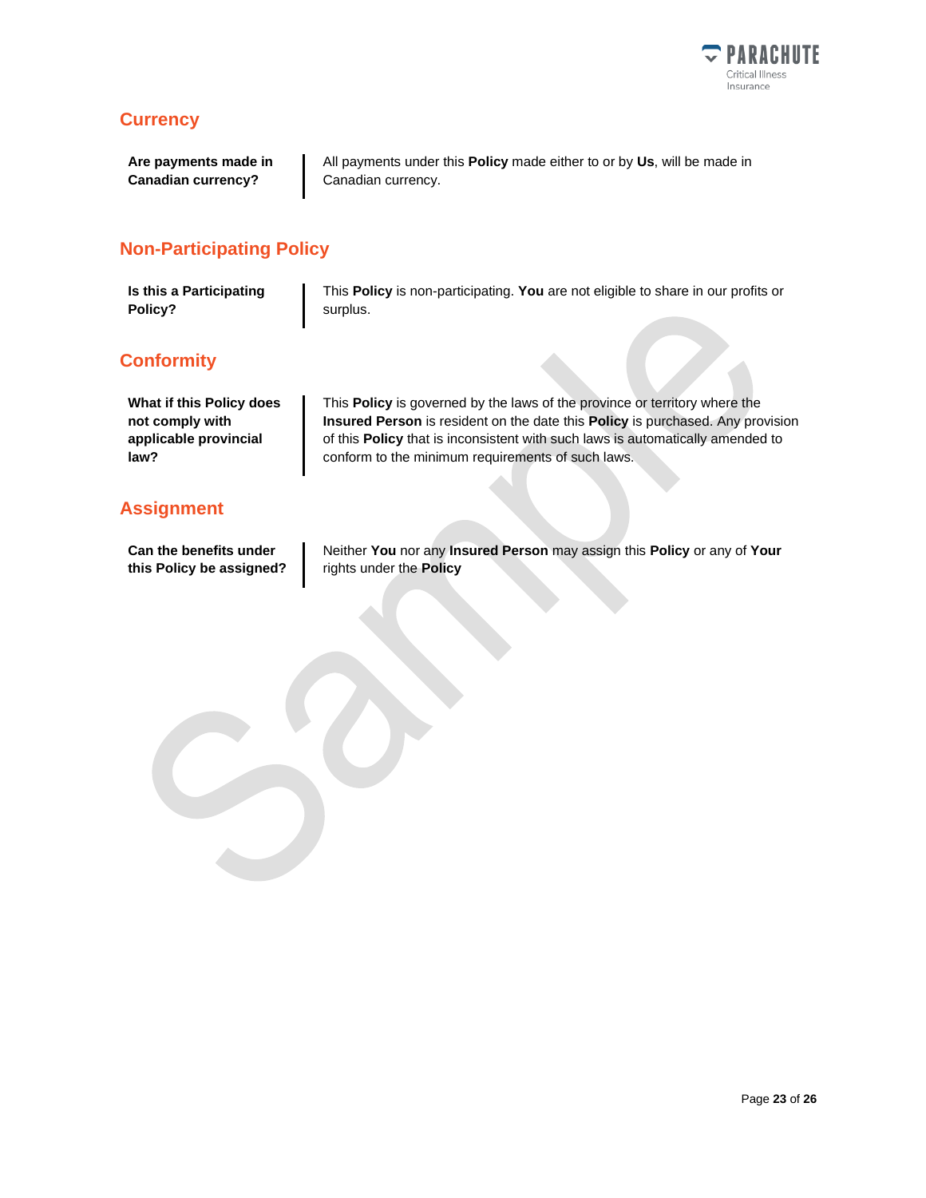## Currency

**Are payments made in Canadian currency?**

All payments under this **Policy** made either to or by **Us**, will be made in Canadian currency.

## Non-Participating Policy

**Is this a Participating Policy?**

This **Policy** is non-participating. **You** are not eligible to share in our profits or surplus.

## Conformity

**What if this Policy does not comply with applicable provincial law?**

This **Policy** is governed by the laws of the province or territory where the **Insured Person** is resident on the date this **Policy** is purchased. Any provision of this **Policy** that is inconsistent with such laws is automatically amended to conform to the minimum requirements of such laws.

## Assignment

**Can the benefits under this Policy be assigned?**

Neither **You** nor any **Insured Person** may assign this **Policy** or any of **Your** rights under the **Policy**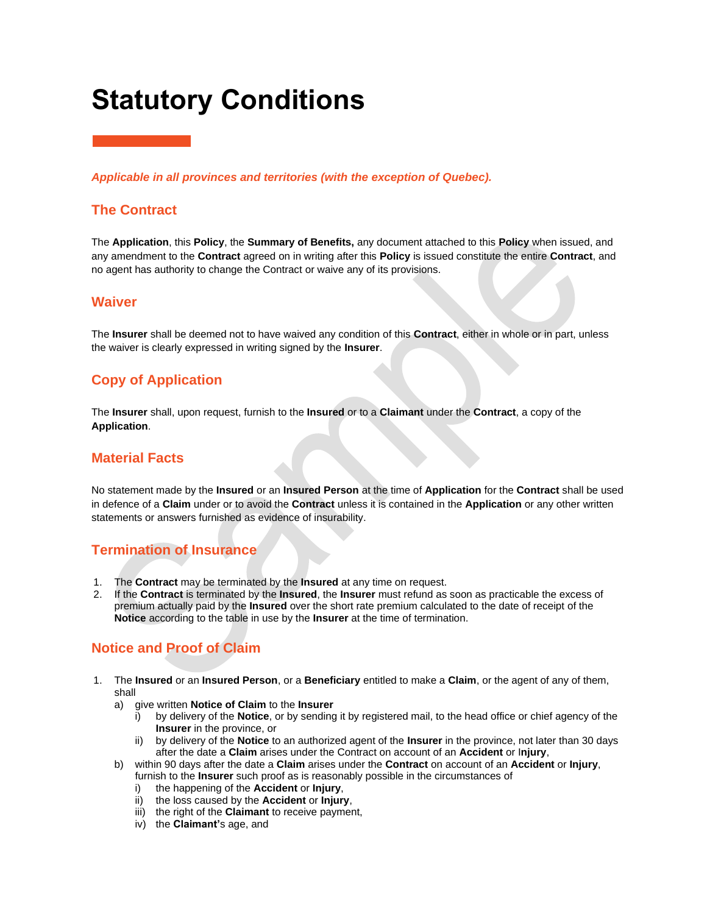# Statutory Conditions

*Applicable in all provinces and territories (with the exception of Quebec).*

## The Contract

The **Application**, this **Policy**, the **Summary of Benefits,** any document attached to this **Policy** when issued, and any amendment to the **Contract** agreed on in writing after this **Policy** is issued constitute the entire **Contract**, and no agent has authority to change the Contract or waive any of its provisions.

## Waiver

The **Insurer** shall be deemed not to have waived any condition of this **Contract**, either in whole or in part, unless the waiver is clearly expressed in writing signed by the **Insurer**.

## Copy of Application

The **Insurer** shall, upon request, furnish to the **Insured** or to a **Claimant** under the **Contract**, a copy of the **Application**.

## Material Facts

No statement made by the **Insured** or an **Insured Person** at the time of **Application** for the **Contract** shall be used in defence of a **Claim** under or to avoid the **Contract** unless it is contained in the **Application** or any other written statements or answers furnished as evidence of insurability.

## Termination of Insurance

1. The **Contract** may be terminated by the **Insured** at any time on request.
2. If the **Contract** is terminated by the **Insured**, the **Insurer** must refund as soon as practicable the excess of premium actually paid by the **Insured** over the short rate premium calculated to the date of receipt of the **Notice** according to the table in use by the **Insurer** at the time of termination.

## Notice and Proof of Claim

1. The **Insured** or an **Insured Person**, or a **Beneficiary** entitled to make a **Claim**, or the agent of any of them, shall
   a) give written **Notice of Claim** to the **Insurer**
      i) by delivery of the **Notice**, or by sending it by registered mail, to the head office or chief agency of the **Insurer** in the province, or
      ii) by delivery of the **Notice** to an authorized agent of the **Insurer** in the province, not later than 30 days after the date a **Claim** arises under the Contract on account of an **Accident** or **Injury**,
   b) within 90 days after the date a **Claim** arises under the **Contract** on account of an **Accident** or **Injury**, furnish to the **Insurer** such proof as is reasonably possible in the circumstances of
      i) the happening of the **Accident** or **Injury**,
      ii) the loss caused by the **Accident** or **Injury**,
      iii) the right of the **Claimant** to receive payment,
      iv) the **Claimant**'s age, and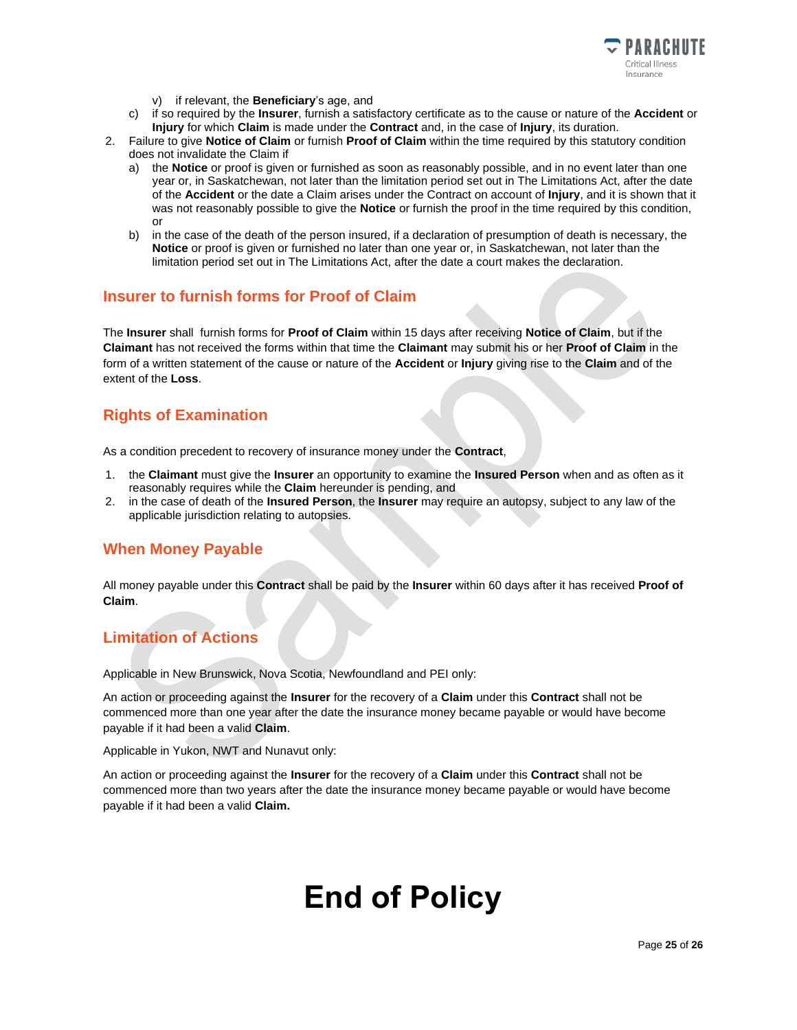v) if relevant, the **Beneficiary**'s age, and

c) if so required by the **Insurer**, furnish a satisfactory certificate as to the cause or nature of the **Accident** or **Injury** for which **Claim** is made under the **Contract** and, in the case of **Injury**, its duration.

2. Failure to give **Notice of Claim** or furnish **Proof of Claim** within the time required by this statutory condition does not invalidate the Claim if
   a) the **Notice** or proof is given or furnished as soon as reasonably possible, and in no event later than one year or, in Saskatchewan, not later than the limitation period set out in The Limitations Act, after the date of the **Accident** or the date a Claim arises under the Contract on account of **Injury**, and it is shown that it was not reasonably possible to give the **Notice** or furnish the proof in the time required by this condition, or
   b) in the case of the death of the person insured, if a declaration of presumption of death is necessary, the **Notice** or proof is given or furnished no later than one year or, in Saskatchewan, not later than the limitation period set out in The Limitations Act, after the date a court makes the declaration.

## Insurer to furnish forms for Proof of Claim

The **Insurer** shall furnish forms for **Proof of Claim** within 15 days after receiving **Notice of Claim**, but if the **Claimant** has not received the forms within that time the **Claimant** may submit his or her **Proof of Claim** in the form of a written statement of the cause or nature of the **Accident** or **Injury** giving rise to the **Claim** and of the extent of the **Loss**.

## Rights of Examination

As a condition precedent to recovery of insurance money under the **Contract**,

1. the **Claimant** must give the **Insurer** an opportunity to examine the **Insured Person** when and as often as it reasonably requires while the **Claim** hereunder is pending, and
2. in the case of death of the **Insured Person**, the **Insurer** may require an autopsy, subject to any law of the applicable jurisdiction relating to autopsies.

## When Money Payable

All money payable under this **Contract** shall be paid by the **Insurer** within 60 days after it has received **Proof of Claim**.

## Limitation of Actions

Applicable in New Brunswick, Nova Scotia, Newfoundland and PEI only:

An action or proceeding against the **Insurer** for the recovery of a **Claim** under this **Contract** shall not be commenced more than one year after the date the insurance money became payable or would have become payable if it had been a valid **Claim**.

Applicable in Yukon, NWT and Nunavut only:

An action or proceeding against the **Insurer** for the recovery of a **Claim** under this **Contract** shall not be commenced more than two years after the date the insurance money became payable or would have become payable if it had been a valid **Claim.**

# End of Policy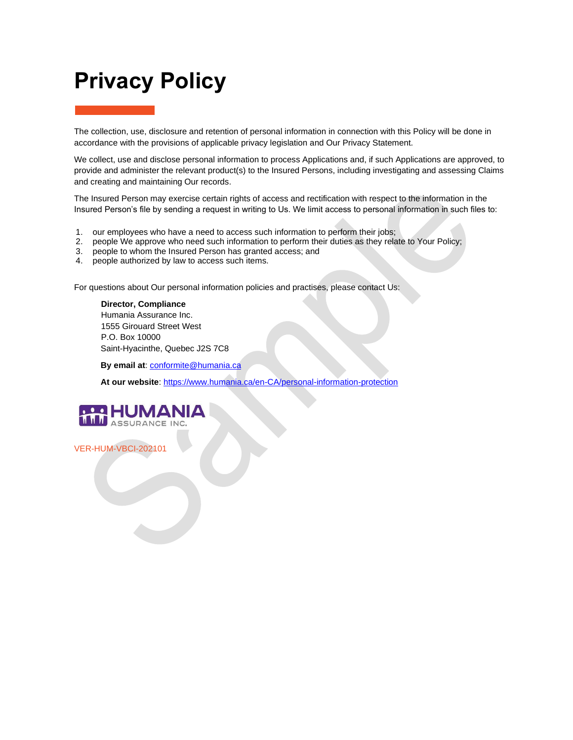# Privacy Policy

The collection, use, disclosure and retention of personal information in connection with this Policy will be done in accordance with the provisions of applicable privacy legislation and Our Privacy Statement.

We collect, use and disclose personal information to process Applications and, if such Applications are approved, to provide and administer the relevant product(s) to the Insured Persons, including investigating and assessing Claims and creating and maintaining Our records.

The Insured Person may exercise certain rights of access and rectification with respect to the information in the Insured Person's file by sending a request in writing to Us. We limit access to personal information in such files to:

1. our employees who have a need to access such information to perform their jobs;
2. people We approve who need such information to perform their duties as they relate to Your Policy;
3. people to whom the Insured Person has granted access; and
4. people authorized by law to access such items.

For questions about Our personal information policies and practises, please contact Us:

**Director, Compliance**
Humania Assurance Inc.
1555 Girouard Street West
P.O. Box 10000
Saint-Hyacinthe, Quebec J2S 7C8

**By email at**: conformite@humania.ca

**At our website**: https://www.humania.ca/en-CA/personal-information-protection

HUMANIA ASSURANCE INC.

VER-HUM-VBCI-202101